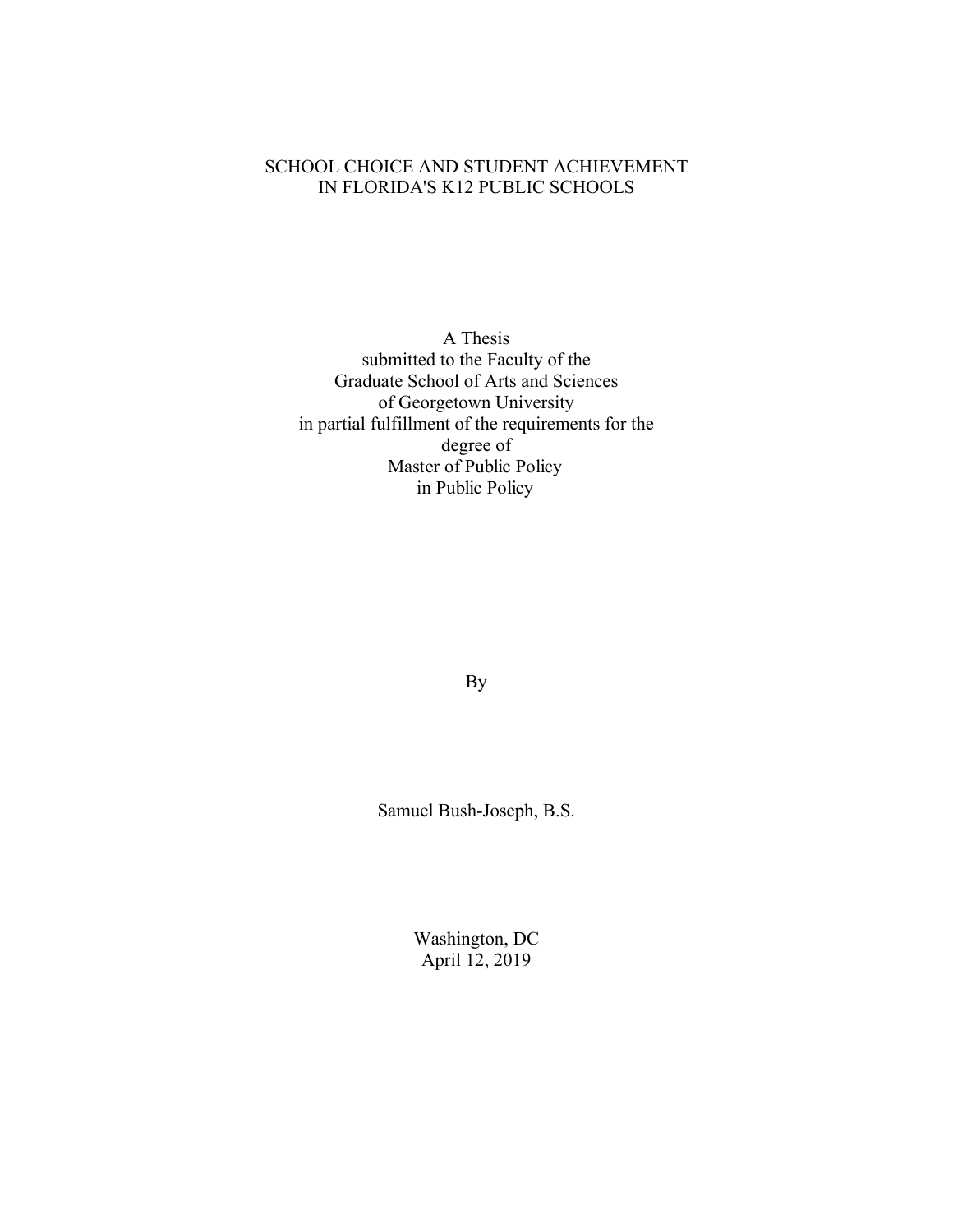# SCHOOL CHOICE AND STUDENT ACHIEVEMENT IN FLORIDA'S K12 PUBLIC SCHOOLS

A Thesis
submitted to the Faculty of the
Graduate School of Arts and Sciences
of Georgetown University
in partial fulfillment of the requirements for the
degree of
Master of Public Policy
in Public Policy

By

Samuel Bush-Joseph, B.S.

Washington, DC
April 12, 2019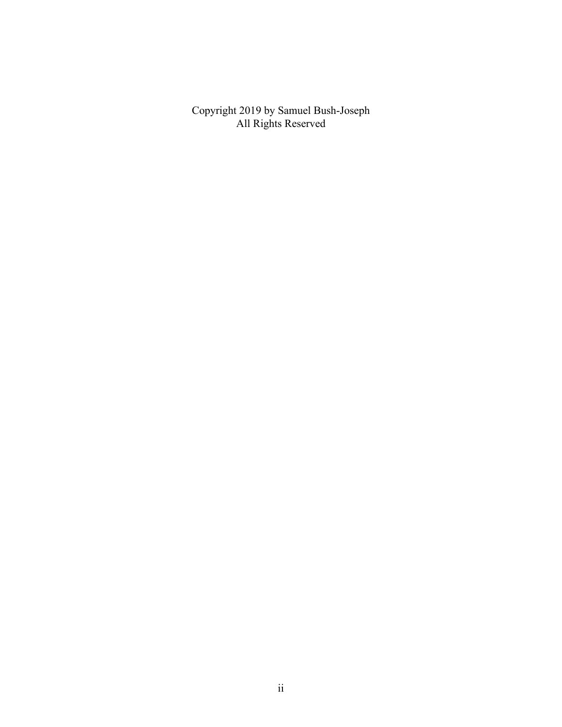Copyright 2019 by Samuel Bush-Joseph
All Rights Reserved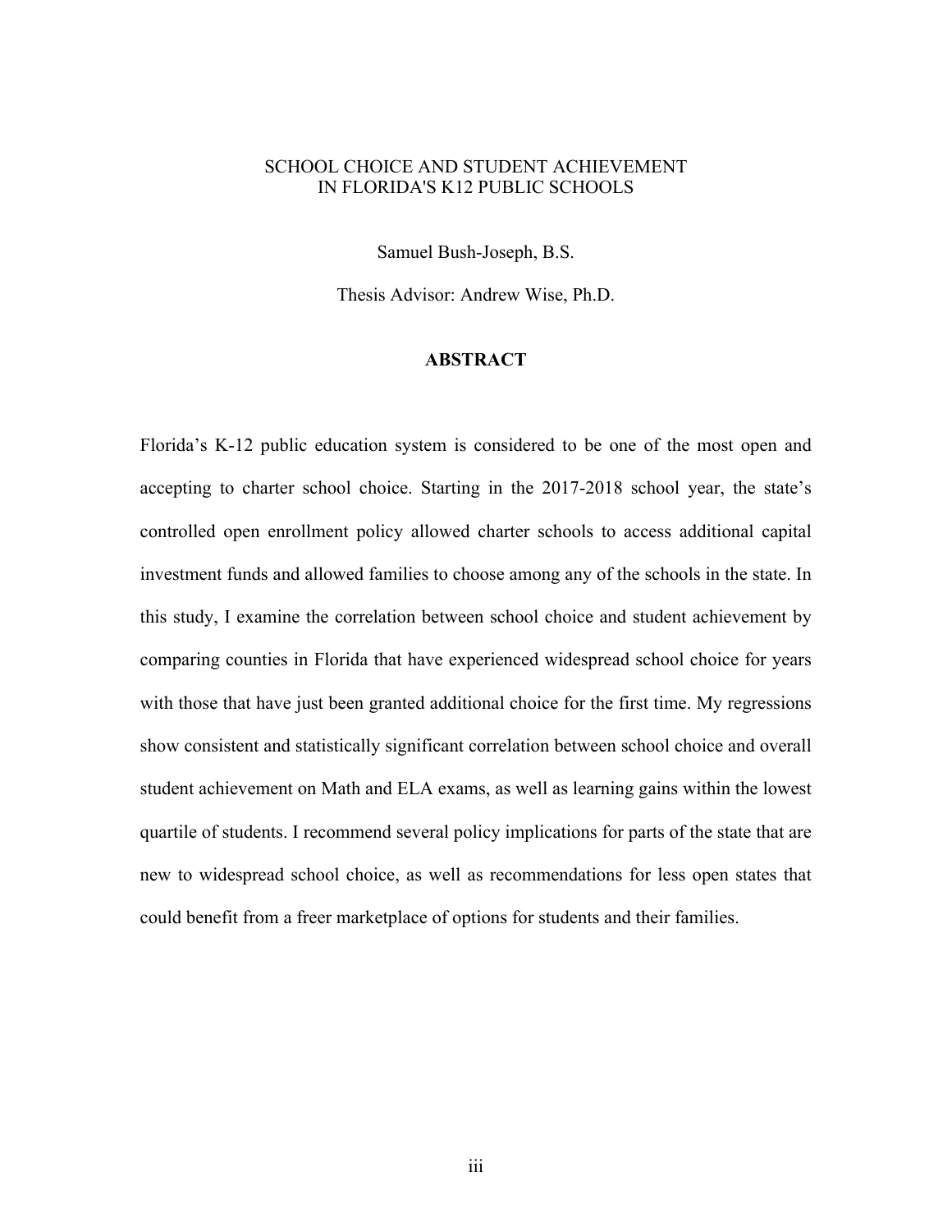SCHOOL CHOICE AND STUDENT ACHIEVEMENT
IN FLORIDA'S K12 PUBLIC SCHOOLS

Samuel Bush-Joseph, B.S.

Thesis Advisor: Andrew Wise, Ph.D.

## ABSTRACT

Florida's K-12 public education system is considered to be one of the most open and accepting to charter school choice. Starting in the 2017-2018 school year, the state's controlled open enrollment policy allowed charter schools to access additional capital investment funds and allowed families to choose among any of the schools in the state. In this study, I examine the correlation between school choice and student achievement by comparing counties in Florida that have experienced widespread school choice for years with those that have just been granted additional choice for the first time. My regressions show consistent and statistically significant correlation between school choice and overall student achievement on Math and ELA exams, as well as learning gains within the lowest quartile of students. I recommend several policy implications for parts of the state that are new to widespread school choice, as well as recommendations for less open states that could benefit from a freer marketplace of options for students and their families.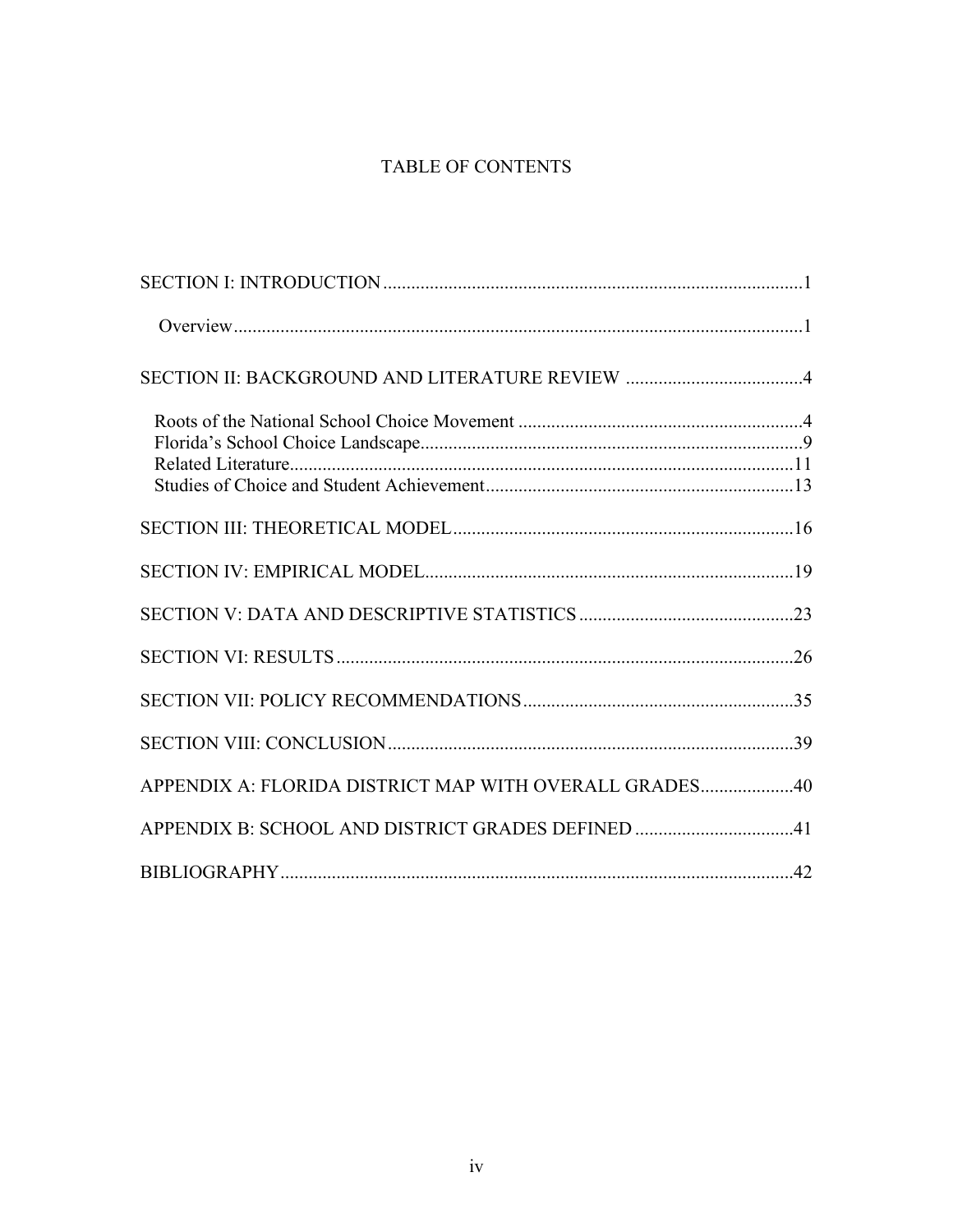# TABLE OF CONTENTS

SECTION I: INTRODUCTION ........................................................................................1

Overview........................................................................................................................1

SECTION II: BACKGROUND AND LITERATURE REVIEW .......................................4

Roots of the National School Choice Movement .............................................................4
Florida's School Choice Landscape....................................................................................9
Related Literature...............................................................................................................11
Studies of Choice and Student Achievement....................................................................13

SECTION III: THEORETICAL MODEL.........................................................................16

SECTION IV: EMPIRICAL MODEL...............................................................................19

SECTION V: DATA AND DESCRIPTIVE STATISTICS ..............................................23

SECTION VI: RESULTS ..................................................................................................26

SECTION VII: POLICY RECOMMENDATIONS..........................................................35

SECTION VIII: CONCLUSION.......................................................................................39

APPENDIX A: FLORIDA DISTRICT MAP WITH OVERALL GRADES....................40

APPENDIX B: SCHOOL AND DISTRICT GRADES DEFINED ..................................41

BIBLIOGRAPHY..............................................................................................................42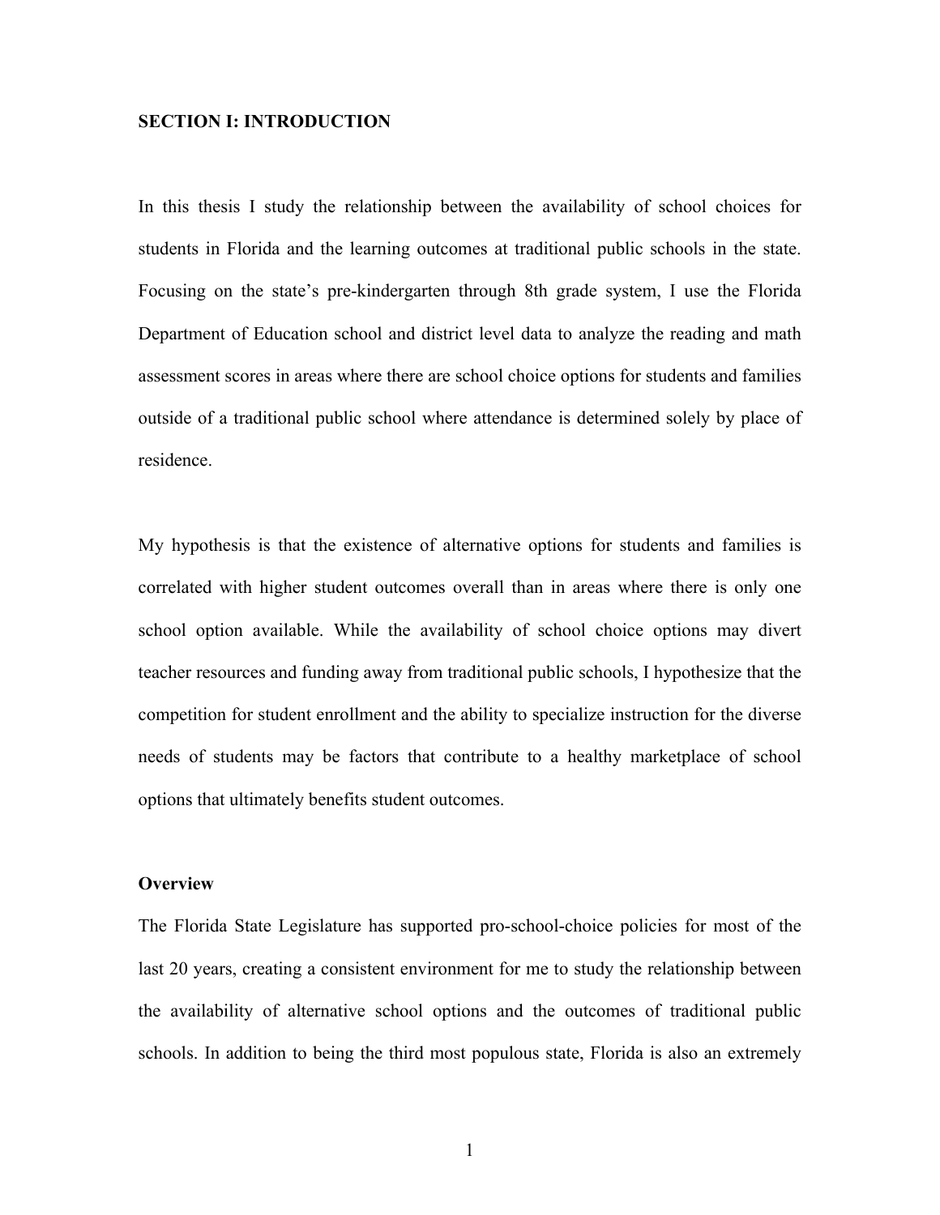## SECTION I: INTRODUCTION

In this thesis I study the relationship between the availability of school choices for students in Florida and the learning outcomes at traditional public schools in the state. Focusing on the state's pre-kindergarten through 8th grade system, I use the Florida Department of Education school and district level data to analyze the reading and math assessment scores in areas where there are school choice options for students and families outside of a traditional public school where attendance is determined solely by place of residence.

My hypothesis is that the existence of alternative options for students and families is correlated with higher student outcomes overall than in areas where there is only one school option available. While the availability of school choice options may divert teacher resources and funding away from traditional public schools, I hypothesize that the competition for student enrollment and the ability to specialize instruction for the diverse needs of students may be factors that contribute to a healthy marketplace of school options that ultimately benefits student outcomes.

### Overview

The Florida State Legislature has supported pro-school-choice policies for most of the last 20 years, creating a consistent environment for me to study the relationship between the availability of alternative school options and the outcomes of traditional public schools. In addition to being the third most populous state, Florida is also an extremely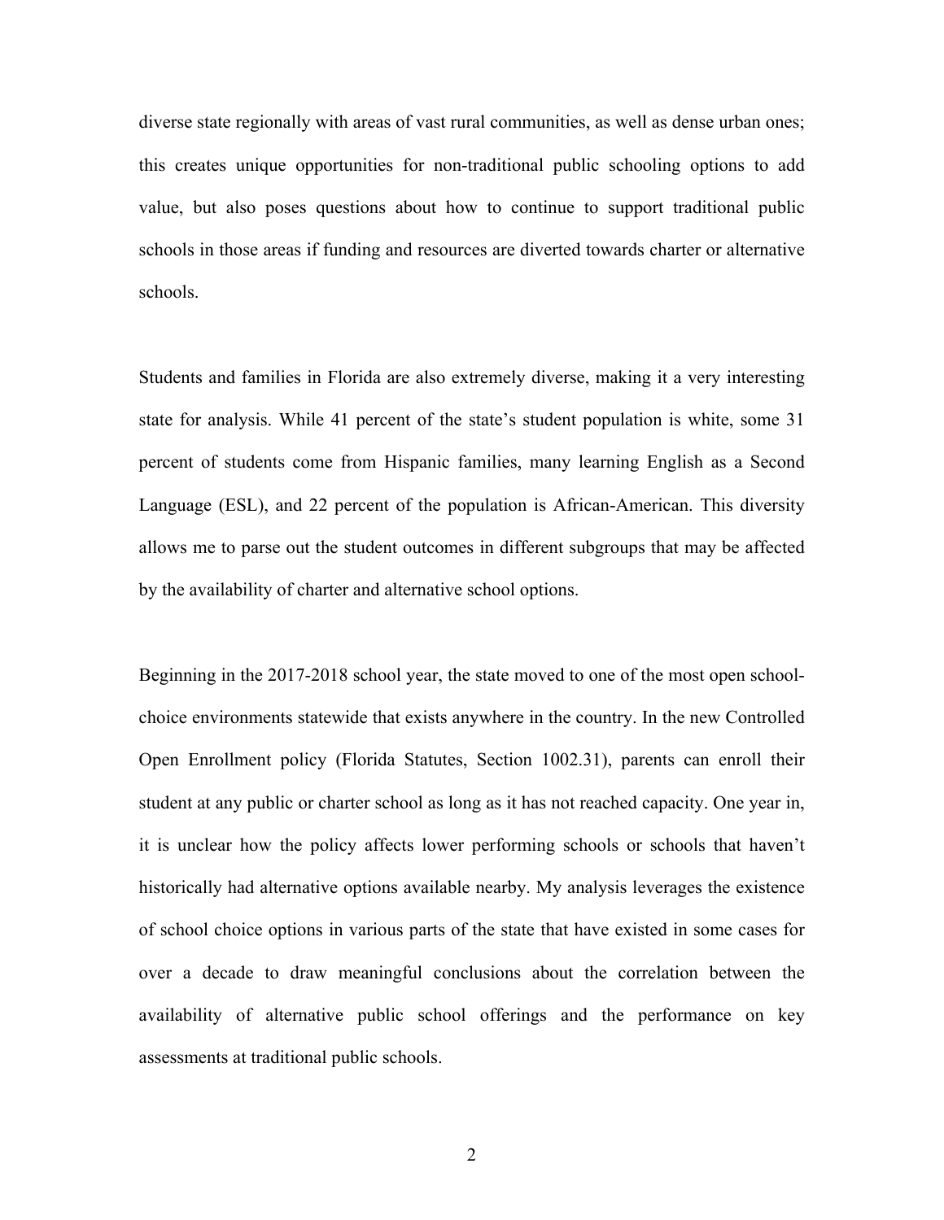diverse state regionally with areas of vast rural communities, as well as dense urban ones; this creates unique opportunities for non-traditional public schooling options to add value, but also poses questions about how to continue to support traditional public schools in those areas if funding and resources are diverted towards charter or alternative schools.

Students and families in Florida are also extremely diverse, making it a very interesting state for analysis. While 41 percent of the state's student population is white, some 31 percent of students come from Hispanic families, many learning English as a Second Language (ESL), and 22 percent of the population is African-American. This diversity allows me to parse out the student outcomes in different subgroups that may be affected by the availability of charter and alternative school options.

Beginning in the 2017-2018 school year, the state moved to one of the most open school-choice environments statewide that exists anywhere in the country. In the new Controlled Open Enrollment policy (Florida Statutes, Section 1002.31), parents can enroll their student at any public or charter school as long as it has not reached capacity. One year in, it is unclear how the policy affects lower performing schools or schools that haven't historically had alternative options available nearby. My analysis leverages the existence of school choice options in various parts of the state that have existed in some cases for over a decade to draw meaningful conclusions about the correlation between the availability of alternative public school offerings and the performance on key assessments at traditional public schools.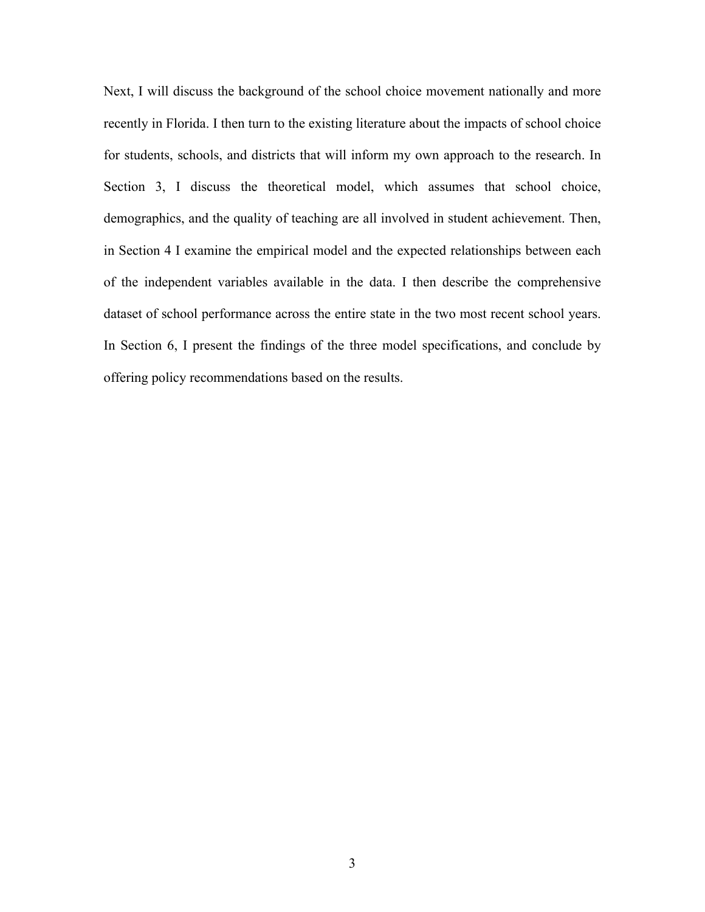Next, I will discuss the background of the school choice movement nationally and more recently in Florida. I then turn to the existing literature about the impacts of school choice for students, schools, and districts that will inform my own approach to the research. In Section 3, I discuss the theoretical model, which assumes that school choice, demographics, and the quality of teaching are all involved in student achievement. Then, in Section 4 I examine the empirical model and the expected relationships between each of the independent variables available in the data. I then describe the comprehensive dataset of school performance across the entire state in the two most recent school years. In Section 6, I present the findings of the three model specifications, and conclude by offering policy recommendations based on the results.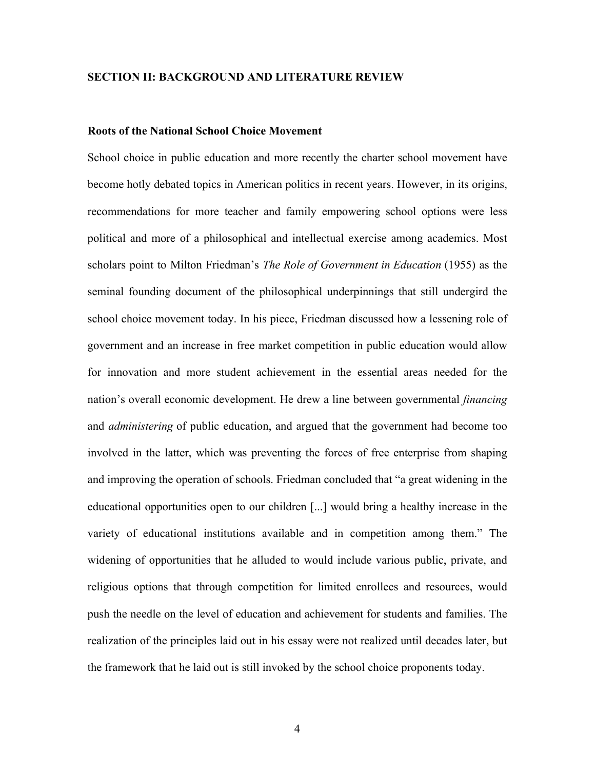## SECTION II: BACKGROUND AND LITERATURE REVIEW

### Roots of the National School Choice Movement

School choice in public education and more recently the charter school movement have become hotly debated topics in American politics in recent years. However, in its origins, recommendations for more teacher and family empowering school options were less political and more of a philosophical and intellectual exercise among academics. Most scholars point to Milton Friedman's *The Role of Government in Education* (1955) as the seminal founding document of the philosophical underpinnings that still undergird the school choice movement today. In his piece, Friedman discussed how a lessening role of government and an increase in free market competition in public education would allow for innovation and more student achievement in the essential areas needed for the nation's overall economic development. He drew a line between governmental *financing* and *administering* of public education, and argued that the government had become too involved in the latter, which was preventing the forces of free enterprise from shaping and improving the operation of schools. Friedman concluded that "a great widening in the educational opportunities open to our children [...] would bring a healthy increase in the variety of educational institutions available and in competition among them." The widening of opportunities that he alluded to would include various public, private, and religious options that through competition for limited enrollees and resources, would push the needle on the level of education and achievement for students and families. The realization of the principles laid out in his essay were not realized until decades later, but the framework that he laid out is still invoked by the school choice proponents today.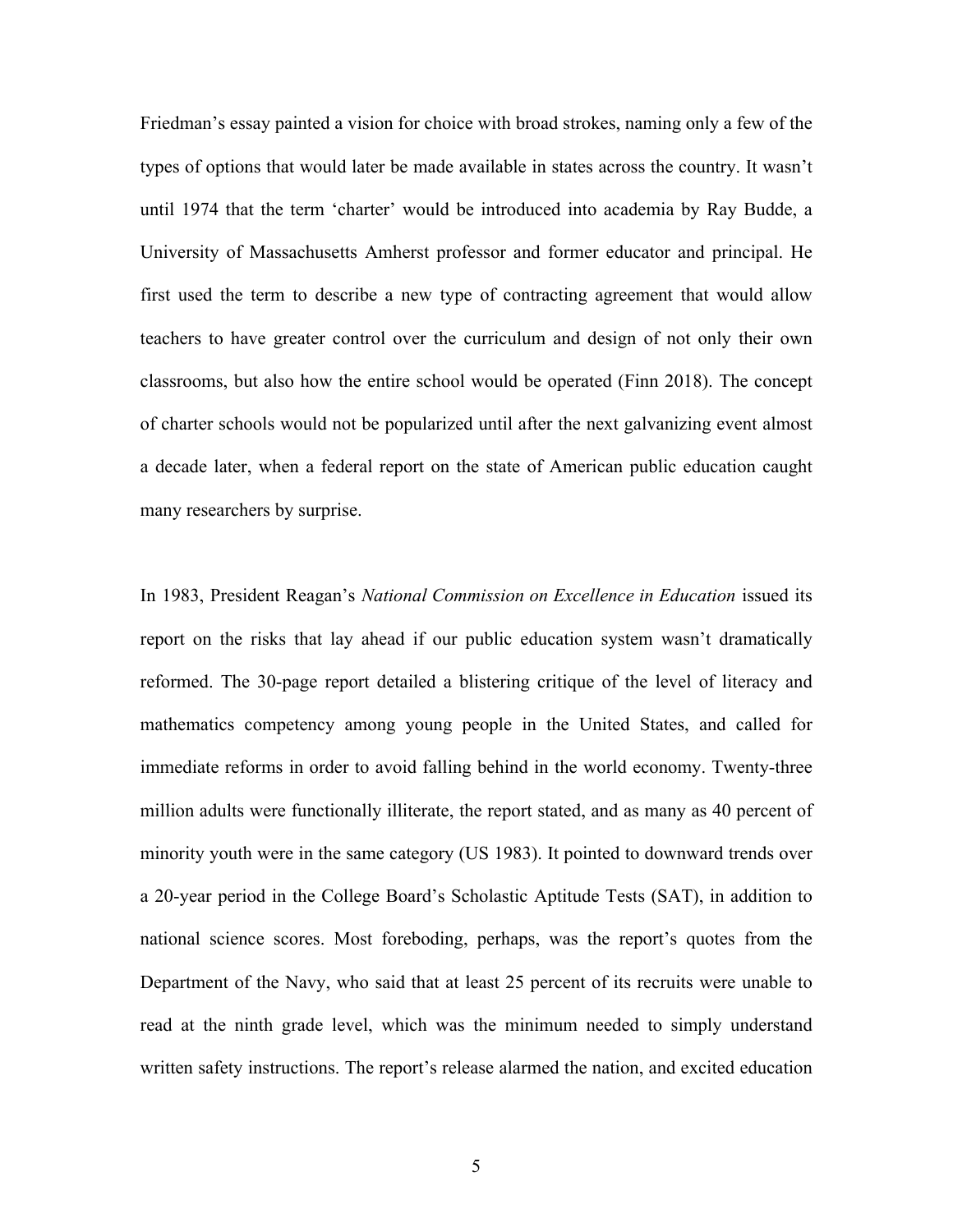Friedman's essay painted a vision for choice with broad strokes, naming only a few of the types of options that would later be made available in states across the country. It wasn't until 1974 that the term 'charter' would be introduced into academia by Ray Budde, a University of Massachusetts Amherst professor and former educator and principal. He first used the term to describe a new type of contracting agreement that would allow teachers to have greater control over the curriculum and design of not only their own classrooms, but also how the entire school would be operated (Finn 2018). The concept of charter schools would not be popularized until after the next galvanizing event almost a decade later, when a federal report on the state of American public education caught many researchers by surprise.

In 1983, President Reagan's *National Commission on Excellence in Education* issued its report on the risks that lay ahead if our public education system wasn't dramatically reformed. The 30-page report detailed a blistering critique of the level of literacy and mathematics competency among young people in the United States, and called for immediate reforms in order to avoid falling behind in the world economy. Twenty-three million adults were functionally illiterate, the report stated, and as many as 40 percent of minority youth were in the same category (US 1983). It pointed to downward trends over a 20-year period in the College Board's Scholastic Aptitude Tests (SAT), in addition to national science scores. Most foreboding, perhaps, was the report's quotes from the Department of the Navy, who said that at least 25 percent of its recruits were unable to read at the ninth grade level, which was the minimum needed to simply understand written safety instructions. The report's release alarmed the nation, and excited education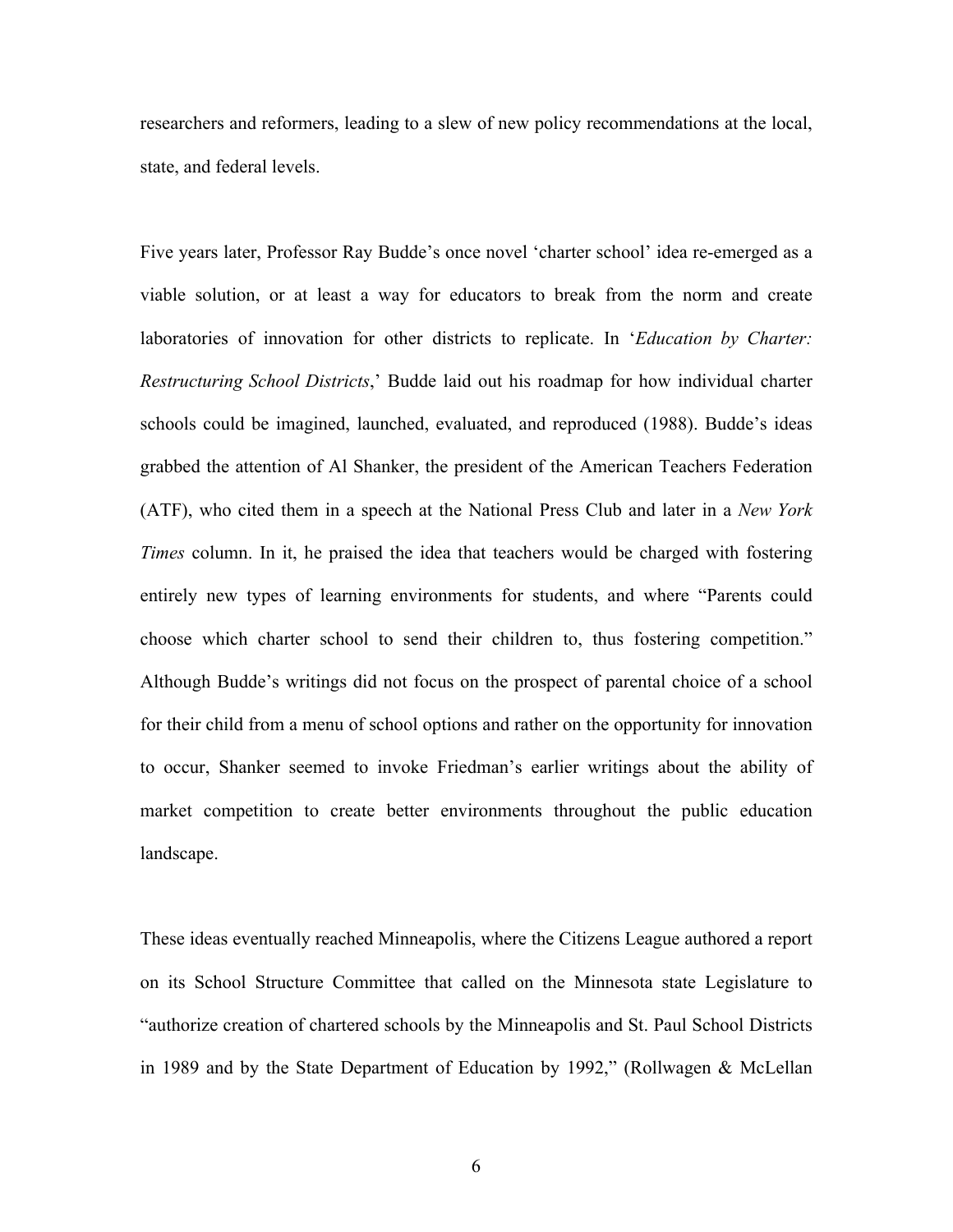researchers and reformers, leading to a slew of new policy recommendations at the local, state, and federal levels.

Five years later, Professor Ray Budde's once novel 'charter school' idea re-emerged as a viable solution, or at least a way for educators to break from the norm and create laboratories of innovation for other districts to replicate. In '*Education by Charter: Restructuring School Districts*,' Budde laid out his roadmap for how individual charter schools could be imagined, launched, evaluated, and reproduced (1988). Budde's ideas grabbed the attention of Al Shanker, the president of the American Teachers Federation (ATF), who cited them in a speech at the National Press Club and later in a *New York Times* column. In it, he praised the idea that teachers would be charged with fostering entirely new types of learning environments for students, and where "Parents could choose which charter school to send their children to, thus fostering competition." Although Budde's writings did not focus on the prospect of parental choice of a school for their child from a menu of school options and rather on the opportunity for innovation to occur, Shanker seemed to invoke Friedman's earlier writings about the ability of market competition to create better environments throughout the public education landscape.

These ideas eventually reached Minneapolis, where the Citizens League authored a report on its School Structure Committee that called on the Minnesota state Legislature to "authorize creation of chartered schools by the Minneapolis and St. Paul School Districts in 1989 and by the State Department of Education by 1992," (Rollwagen & McLellan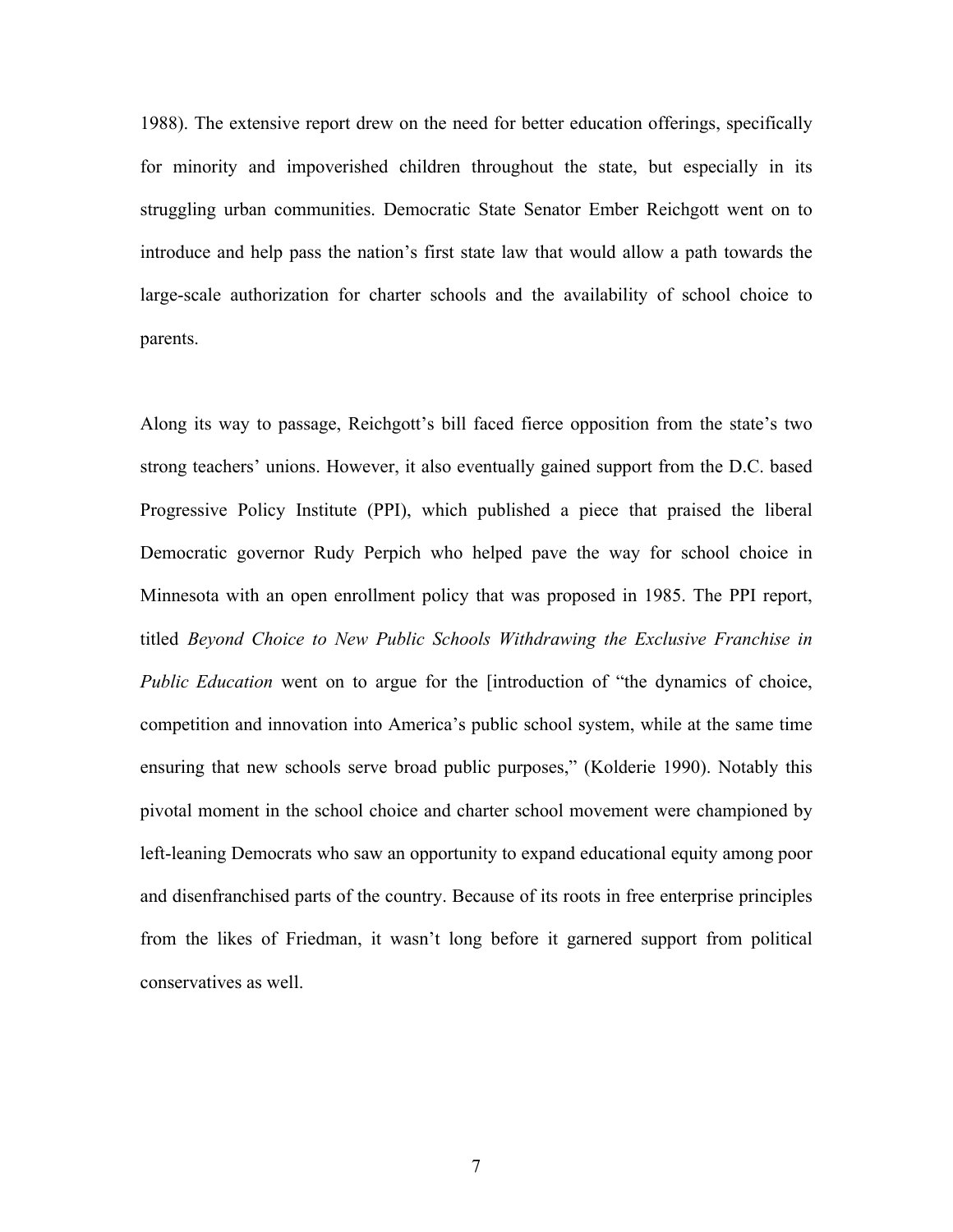1988). The extensive report drew on the need for better education offerings, specifically for minority and impoverished children throughout the state, but especially in its struggling urban communities. Democratic State Senator Ember Reichgott went on to introduce and help pass the nation's first state law that would allow a path towards the large-scale authorization for charter schools and the availability of school choice to parents.

Along its way to passage, Reichgott's bill faced fierce opposition from the state's two strong teachers' unions. However, it also eventually gained support from the D.C. based Progressive Policy Institute (PPI), which published a piece that praised the liberal Democratic governor Rudy Perpich who helped pave the way for school choice in Minnesota with an open enrollment policy that was proposed in 1985. The PPI report, titled *Beyond Choice to New Public Schools Withdrawing the Exclusive Franchise in Public Education* went on to argue for the [introduction of "the dynamics of choice, competition and innovation into America's public school system, while at the same time ensuring that new schools serve broad public purposes," (Kolderie 1990). Notably this pivotal moment in the school choice and charter school movement were championed by left-leaning Democrats who saw an opportunity to expand educational equity among poor and disenfranchised parts of the country. Because of its roots in free enterprise principles from the likes of Friedman, it wasn't long before it garnered support from political conservatives as well.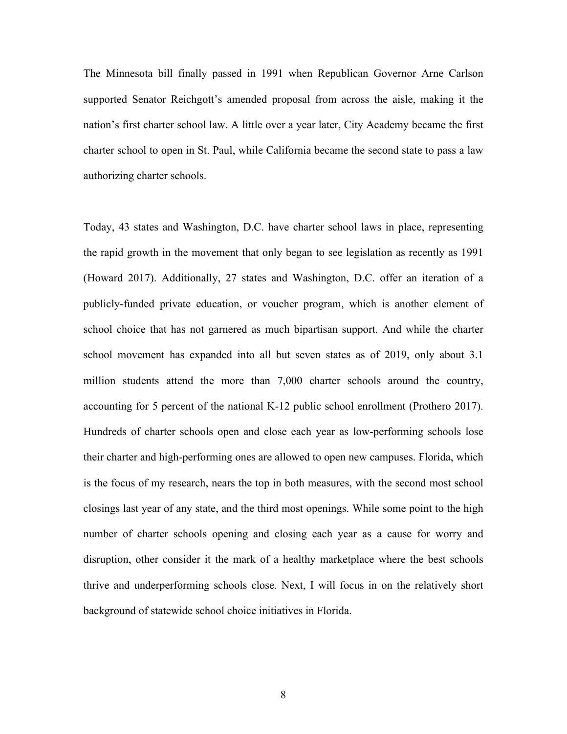The Minnesota bill finally passed in 1991 when Republican Governor Arne Carlson supported Senator Reichgott's amended proposal from across the aisle, making it the nation's first charter school law. A little over a year later, City Academy became the first charter school to open in St. Paul, while California became the second state to pass a law authorizing charter schools.

Today, 43 states and Washington, D.C. have charter school laws in place, representing the rapid growth in the movement that only began to see legislation as recently as 1991 (Howard 2017). Additionally, 27 states and Washington, D.C. offer an iteration of a publicly-funded private education, or voucher program, which is another element of school choice that has not garnered as much bipartisan support. And while the charter school movement has expanded into all but seven states as of 2019, only about 3.1 million students attend the more than 7,000 charter schools around the country, accounting for 5 percent of the national K-12 public school enrollment (Prothero 2017). Hundreds of charter schools open and close each year as low-performing schools lose their charter and high-performing ones are allowed to open new campuses. Florida, which is the focus of my research, nears the top in both measures, with the second most school closings last year of any state, and the third most openings. While some point to the high number of charter schools opening and closing each year as a cause for worry and disruption, other consider it the mark of a healthy marketplace where the best schools thrive and underperforming schools close. Next, I will focus in on the relatively short background of statewide school choice initiatives in Florida.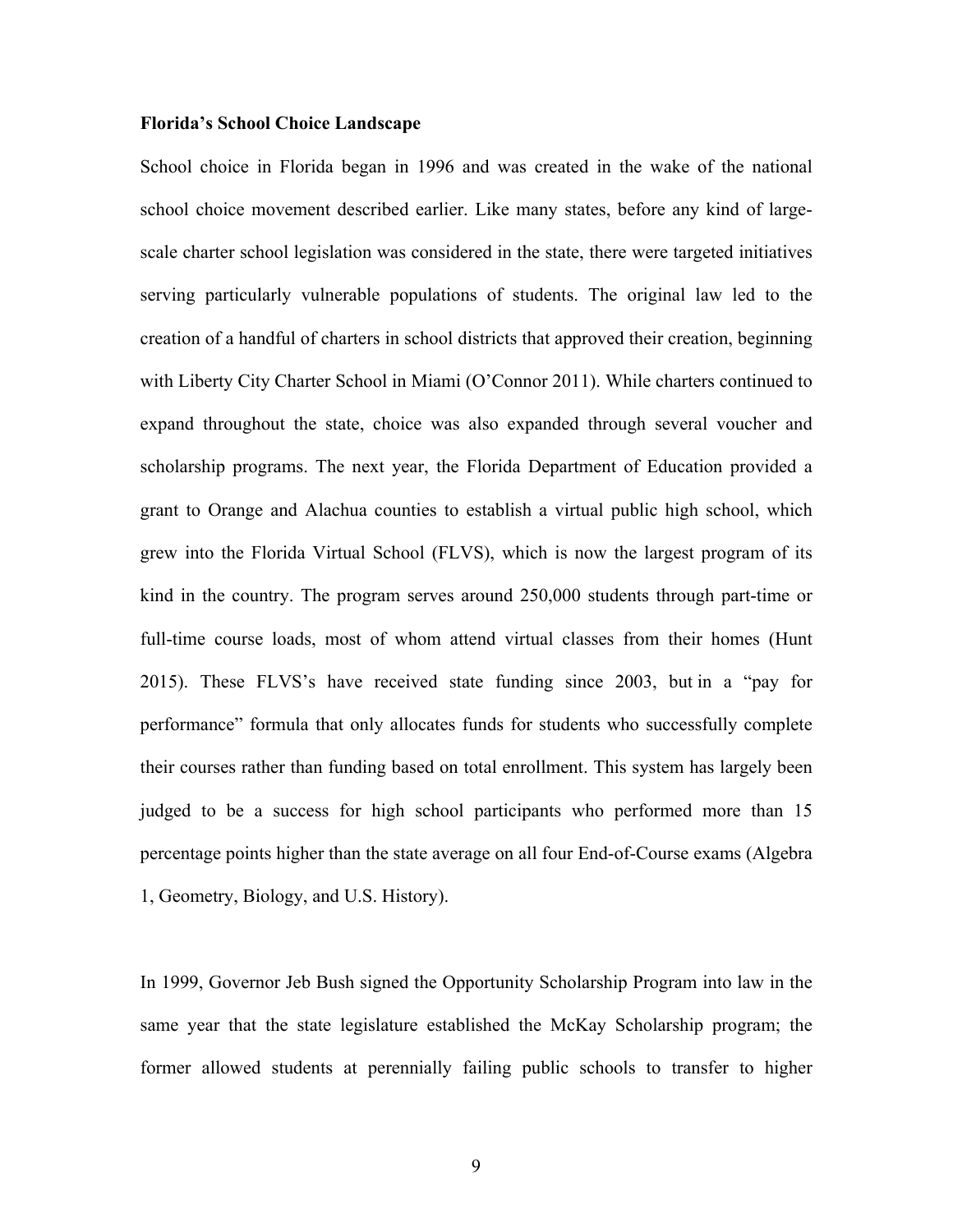**Florida's School Choice Landscape**

School choice in Florida began in 1996 and was created in the wake of the national school choice movement described earlier. Like many states, before any kind of large-scale charter school legislation was considered in the state, there were targeted initiatives serving particularly vulnerable populations of students. The original law led to the creation of a handful of charters in school districts that approved their creation, beginning with Liberty City Charter School in Miami (O'Connor 2011). While charters continued to expand throughout the state, choice was also expanded through several voucher and scholarship programs. The next year, the Florida Department of Education provided a grant to Orange and Alachua counties to establish a virtual public high school, which grew into the Florida Virtual School (FLVS), which is now the largest program of its kind in the country. The program serves around 250,000 students through part-time or full-time course loads, most of whom attend virtual classes from their homes (Hunt 2015). These FLVS's have received state funding since 2003, but in a "pay for performance" formula that only allocates funds for students who successfully complete their courses rather than funding based on total enrollment. This system has largely been judged to be a success for high school participants who performed more than 15 percentage points higher than the state average on all four End-of-Course exams (Algebra 1, Geometry, Biology, and U.S. History).

In 1999, Governor Jeb Bush signed the Opportunity Scholarship Program into law in the same year that the state legislature established the McKay Scholarship program; the former allowed students at perennially failing public schools to transfer to higher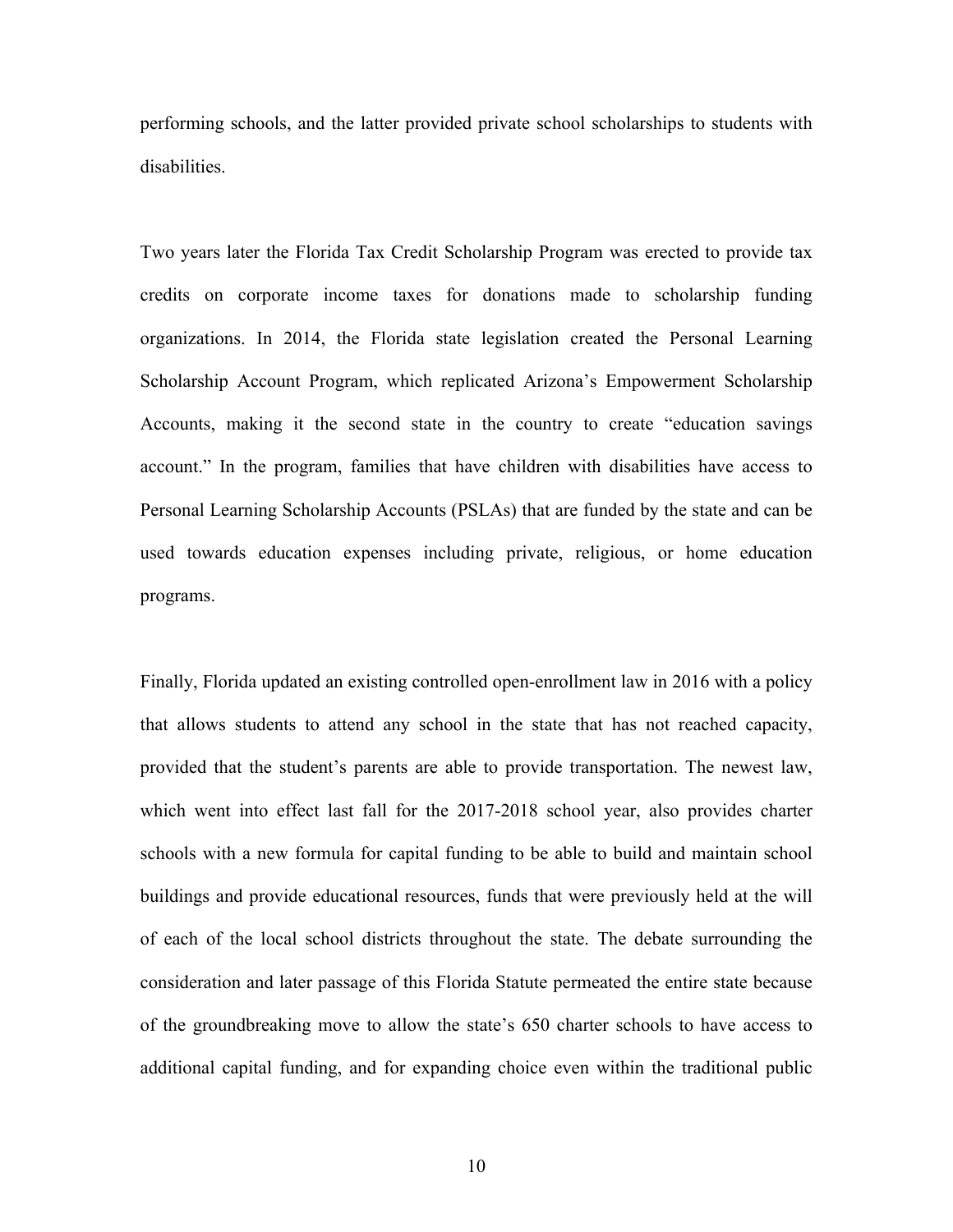performing schools, and the latter provided private school scholarships to students with disabilities.

Two years later the Florida Tax Credit Scholarship Program was erected to provide tax credits on corporate income taxes for donations made to scholarship funding organizations. In 2014, the Florida state legislation created the Personal Learning Scholarship Account Program, which replicated Arizona's Empowerment Scholarship Accounts, making it the second state in the country to create "education savings account." In the program, families that have children with disabilities have access to Personal Learning Scholarship Accounts (PSLAs) that are funded by the state and can be used towards education expenses including private, religious, or home education programs.

Finally, Florida updated an existing controlled open-enrollment law in 2016 with a policy that allows students to attend any school in the state that has not reached capacity, provided that the student's parents are able to provide transportation. The newest law, which went into effect last fall for the 2017-2018 school year, also provides charter schools with a new formula for capital funding to be able to build and maintain school buildings and provide educational resources, funds that were previously held at the will of each of the local school districts throughout the state. The debate surrounding the consideration and later passage of this Florida Statute permeated the entire state because of the groundbreaking move to allow the state's 650 charter schools to have access to additional capital funding, and for expanding choice even within the traditional public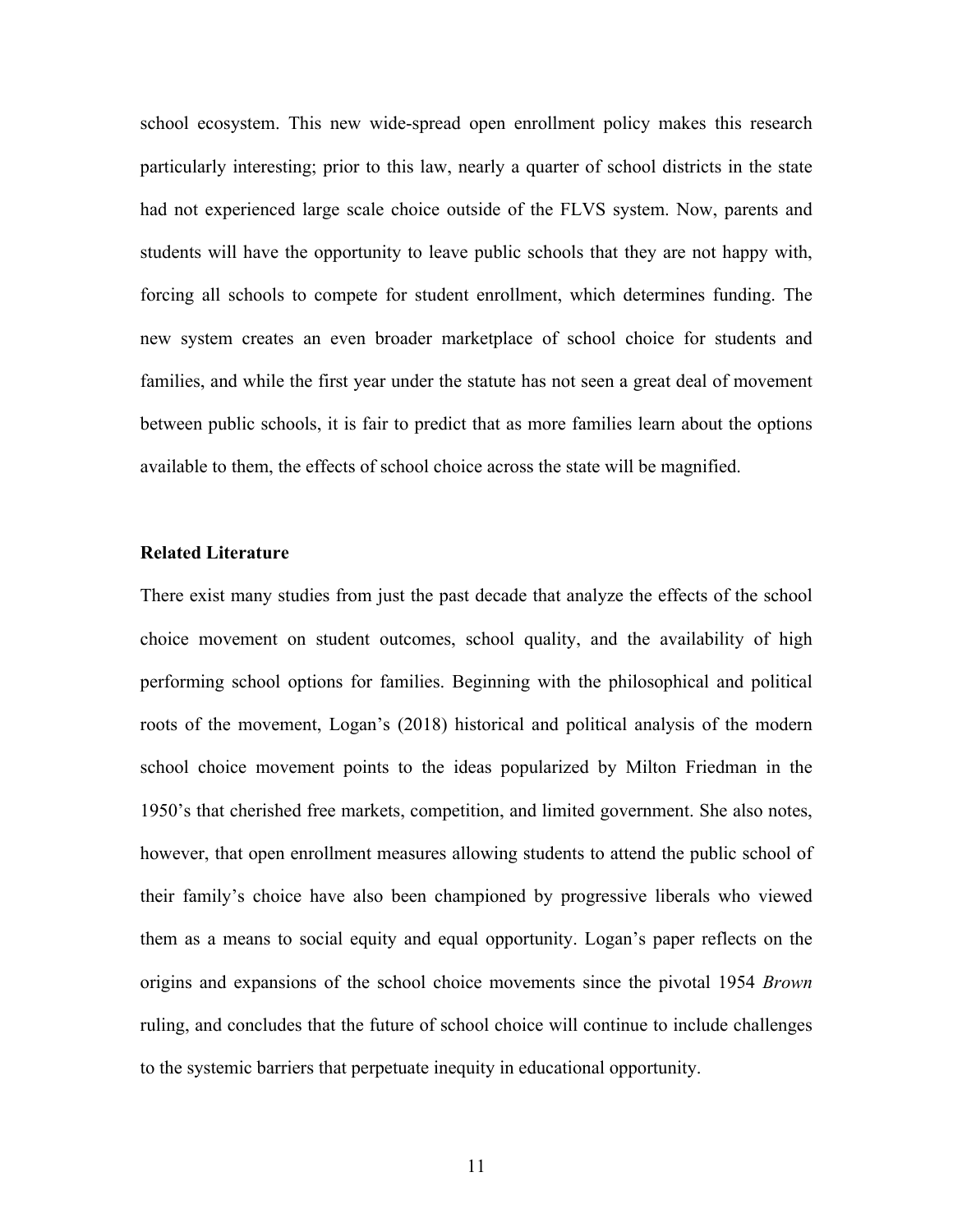school ecosystem. This new wide-spread open enrollment policy makes this research particularly interesting; prior to this law, nearly a quarter of school districts in the state had not experienced large scale choice outside of the FLVS system. Now, parents and students will have the opportunity to leave public schools that they are not happy with, forcing all schools to compete for student enrollment, which determines funding. The new system creates an even broader marketplace of school choice for students and families, and while the first year under the statute has not seen a great deal of movement between public schools, it is fair to predict that as more families learn about the options available to them, the effects of school choice across the state will be magnified.

**Related Literature**

There exist many studies from just the past decade that analyze the effects of the school choice movement on student outcomes, school quality, and the availability of high performing school options for families. Beginning with the philosophical and political roots of the movement, Logan's (2018) historical and political analysis of the modern school choice movement points to the ideas popularized by Milton Friedman in the 1950's that cherished free markets, competition, and limited government. She also notes, however, that open enrollment measures allowing students to attend the public school of their family's choice have also been championed by progressive liberals who viewed them as a means to social equity and equal opportunity. Logan's paper reflects on the origins and expansions of the school choice movements since the pivotal 1954 *Brown* ruling, and concludes that the future of school choice will continue to include challenges to the systemic barriers that perpetuate inequity in educational opportunity.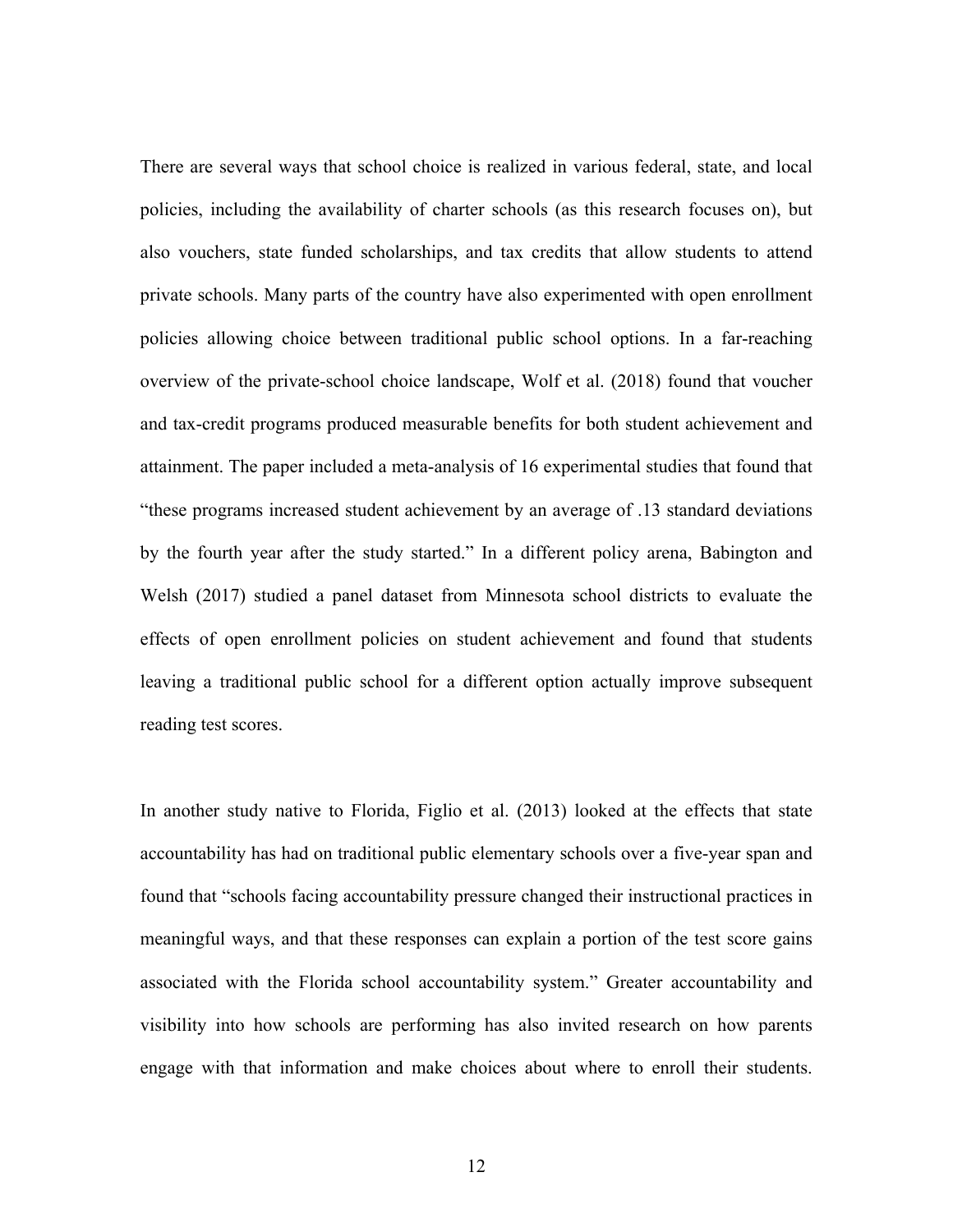There are several ways that school choice is realized in various federal, state, and local policies, including the availability of charter schools (as this research focuses on), but also vouchers, state funded scholarships, and tax credits that allow students to attend private schools. Many parts of the country have also experimented with open enrollment policies allowing choice between traditional public school options. In a far-reaching overview of the private-school choice landscape, Wolf et al. (2018) found that voucher and tax-credit programs produced measurable benefits for both student achievement and attainment. The paper included a meta-analysis of 16 experimental studies that found that "these programs increased student achievement by an average of .13 standard deviations by the fourth year after the study started." In a different policy arena, Babington and Welsh (2017) studied a panel dataset from Minnesota school districts to evaluate the effects of open enrollment policies on student achievement and found that students leaving a traditional public school for a different option actually improve subsequent reading test scores.

In another study native to Florida, Figlio et al. (2013) looked at the effects that state accountability has had on traditional public elementary schools over a five-year span and found that "schools facing accountability pressure changed their instructional practices in meaningful ways, and that these responses can explain a portion of the test score gains associated with the Florida school accountability system." Greater accountability and visibility into how schools are performing has also invited research on how parents engage with that information and make choices about where to enroll their students.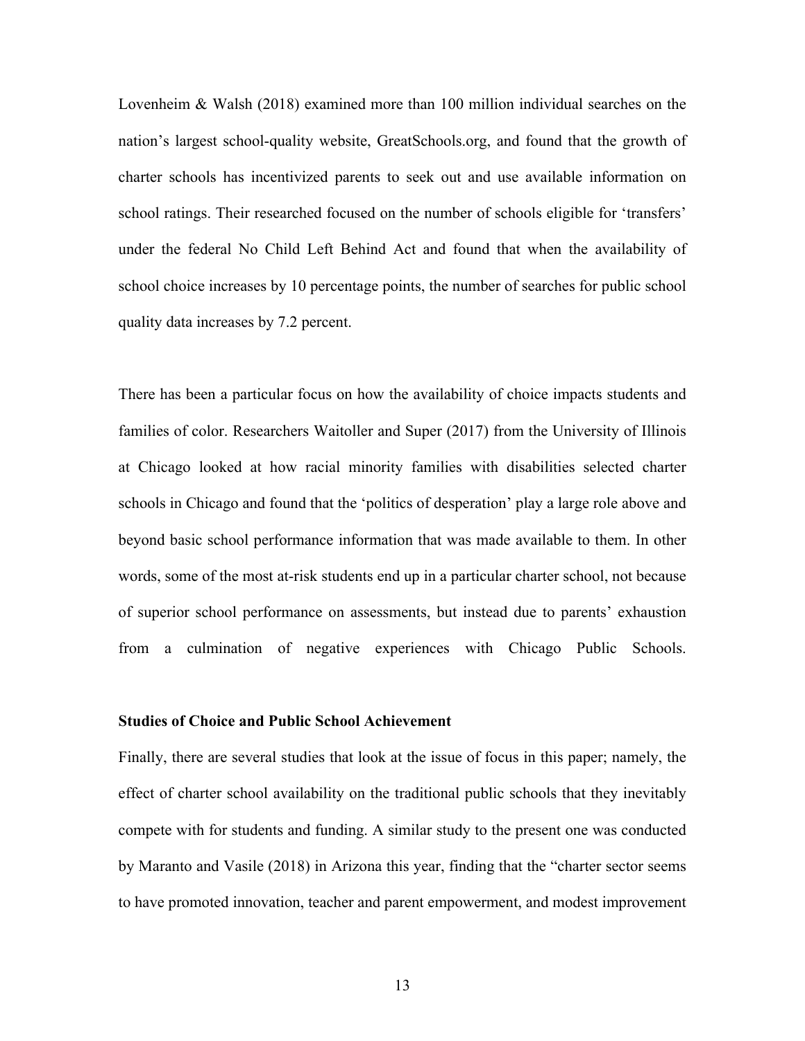Lovenheim & Walsh (2018) examined more than 100 million individual searches on the nation's largest school-quality website, GreatSchools.org, and found that the growth of charter schools has incentivized parents to seek out and use available information on school ratings. Their researched focused on the number of schools eligible for 'transfers' under the federal No Child Left Behind Act and found that when the availability of school choice increases by 10 percentage points, the number of searches for public school quality data increases by 7.2 percent.

There has been a particular focus on how the availability of choice impacts students and families of color. Researchers Waitoller and Super (2017) from the University of Illinois at Chicago looked at how racial minority families with disabilities selected charter schools in Chicago and found that the 'politics of desperation' play a large role above and beyond basic school performance information that was made available to them. In other words, some of the most at-risk students end up in a particular charter school, not because of superior school performance on assessments, but instead due to parents' exhaustion from a culmination of negative experiences with Chicago Public Schools.

**Studies of Choice and Public School Achievement**

Finally, there are several studies that look at the issue of focus in this paper; namely, the effect of charter school availability on the traditional public schools that they inevitably compete with for students and funding. A similar study to the present one was conducted by Maranto and Vasile (2018) in Arizona this year, finding that the "charter sector seems to have promoted innovation, teacher and parent empowerment, and modest improvement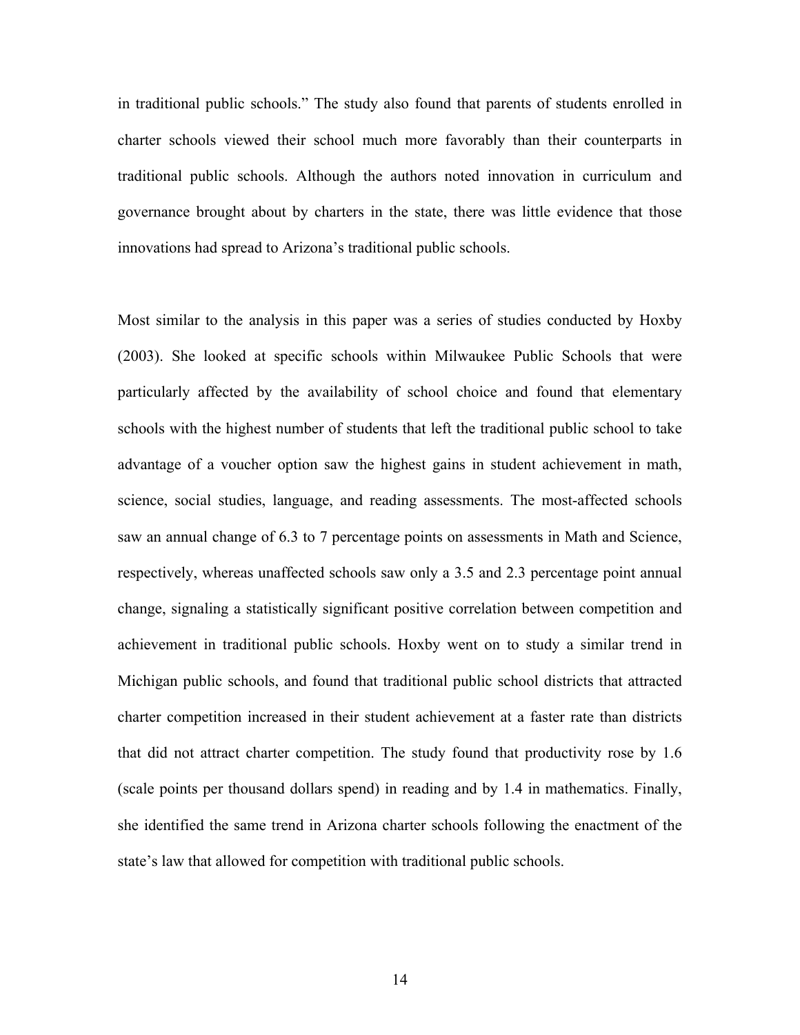in traditional public schools." The study also found that parents of students enrolled in charter schools viewed their school much more favorably than their counterparts in traditional public schools. Although the authors noted innovation in curriculum and governance brought about by charters in the state, there was little evidence that those innovations had spread to Arizona's traditional public schools.

Most similar to the analysis in this paper was a series of studies conducted by Hoxby (2003). She looked at specific schools within Milwaukee Public Schools that were particularly affected by the availability of school choice and found that elementary schools with the highest number of students that left the traditional public school to take advantage of a voucher option saw the highest gains in student achievement in math, science, social studies, language, and reading assessments. The most-affected schools saw an annual change of 6.3 to 7 percentage points on assessments in Math and Science, respectively, whereas unaffected schools saw only a 3.5 and 2.3 percentage point annual change, signaling a statistically significant positive correlation between competition and achievement in traditional public schools. Hoxby went on to study a similar trend in Michigan public schools, and found that traditional public school districts that attracted charter competition increased in their student achievement at a faster rate than districts that did not attract charter competition. The study found that productivity rose by 1.6 (scale points per thousand dollars spend) in reading and by 1.4 in mathematics. Finally, she identified the same trend in Arizona charter schools following the enactment of the state's law that allowed for competition with traditional public schools.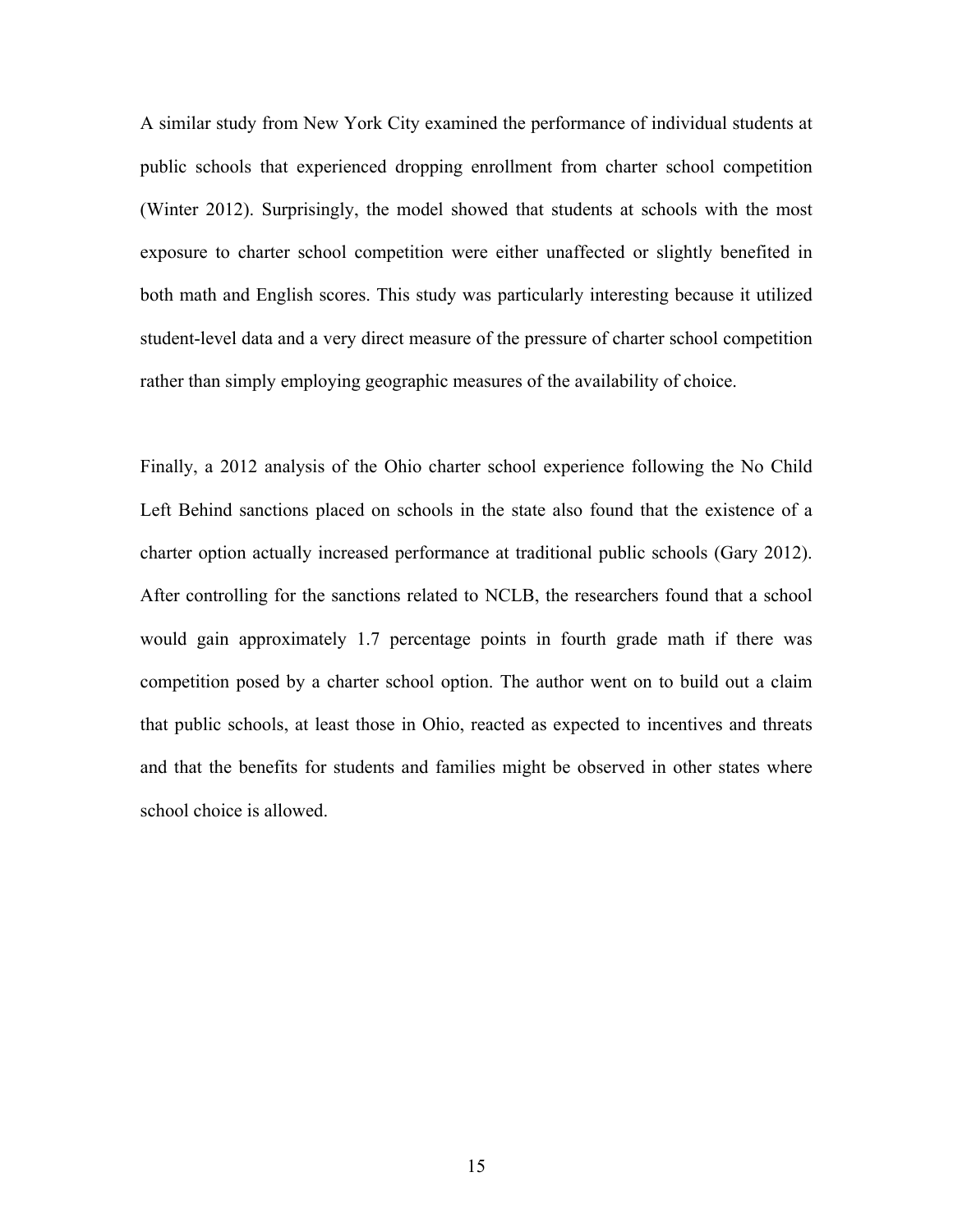A similar study from New York City examined the performance of individual students at public schools that experienced dropping enrollment from charter school competition (Winter 2012). Surprisingly, the model showed that students at schools with the most exposure to charter school competition were either unaffected or slightly benefited in both math and English scores. This study was particularly interesting because it utilized student-level data and a very direct measure of the pressure of charter school competition rather than simply employing geographic measures of the availability of choice.

Finally, a 2012 analysis of the Ohio charter school experience following the No Child Left Behind sanctions placed on schools in the state also found that the existence of a charter option actually increased performance at traditional public schools (Gary 2012). After controlling for the sanctions related to NCLB, the researchers found that a school would gain approximately 1.7 percentage points in fourth grade math if there was competition posed by a charter school option. The author went on to build out a claim that public schools, at least those in Ohio, reacted as expected to incentives and threats and that the benefits for students and families might be observed in other states where school choice is allowed.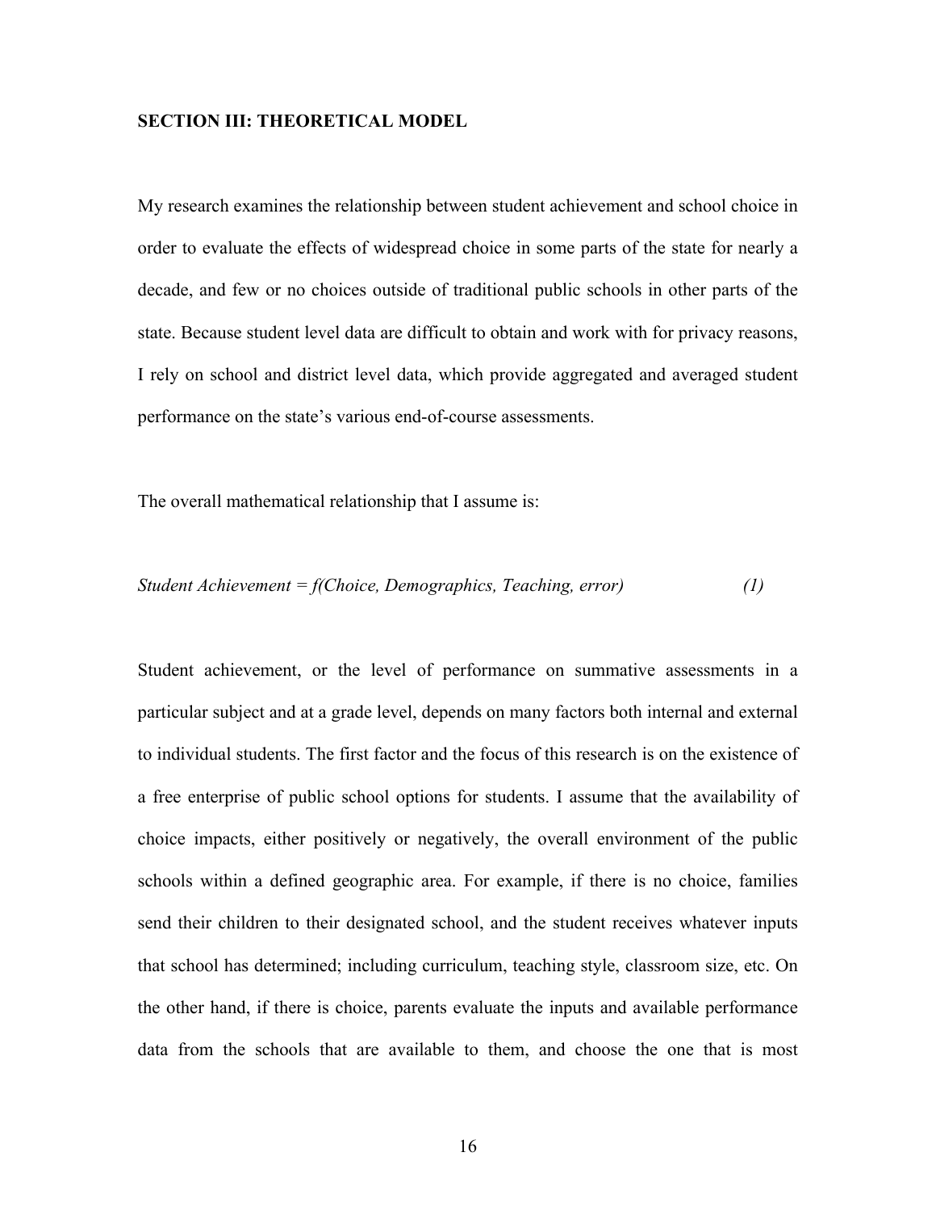**SECTION III: THEORETICAL MODEL**

My research examines the relationship between student achievement and school choice in order to evaluate the effects of widespread choice in some parts of the state for nearly a decade, and few or no choices outside of traditional public schools in other parts of the state. Because student level data are difficult to obtain and work with for privacy reasons, I rely on school and district level data, which provide aggregated and averaged student performance on the state's various end-of-course assessments.

The overall mathematical relationship that I assume is:

$$\textit{Student Achievement} = f(\textit{Choice, Demographics, Teaching, error}) \qquad (1)$$

Student achievement, or the level of performance on summative assessments in a particular subject and at a grade level, depends on many factors both internal and external to individual students. The first factor and the focus of this research is on the existence of a free enterprise of public school options for students. I assume that the availability of choice impacts, either positively or negatively, the overall environment of the public schools within a defined geographic area. For example, if there is no choice, families send their children to their designated school, and the student receives whatever inputs that school has determined; including curriculum, teaching style, classroom size, etc. On the other hand, if there is choice, parents evaluate the inputs and available performance data from the schools that are available to them, and choose the one that is most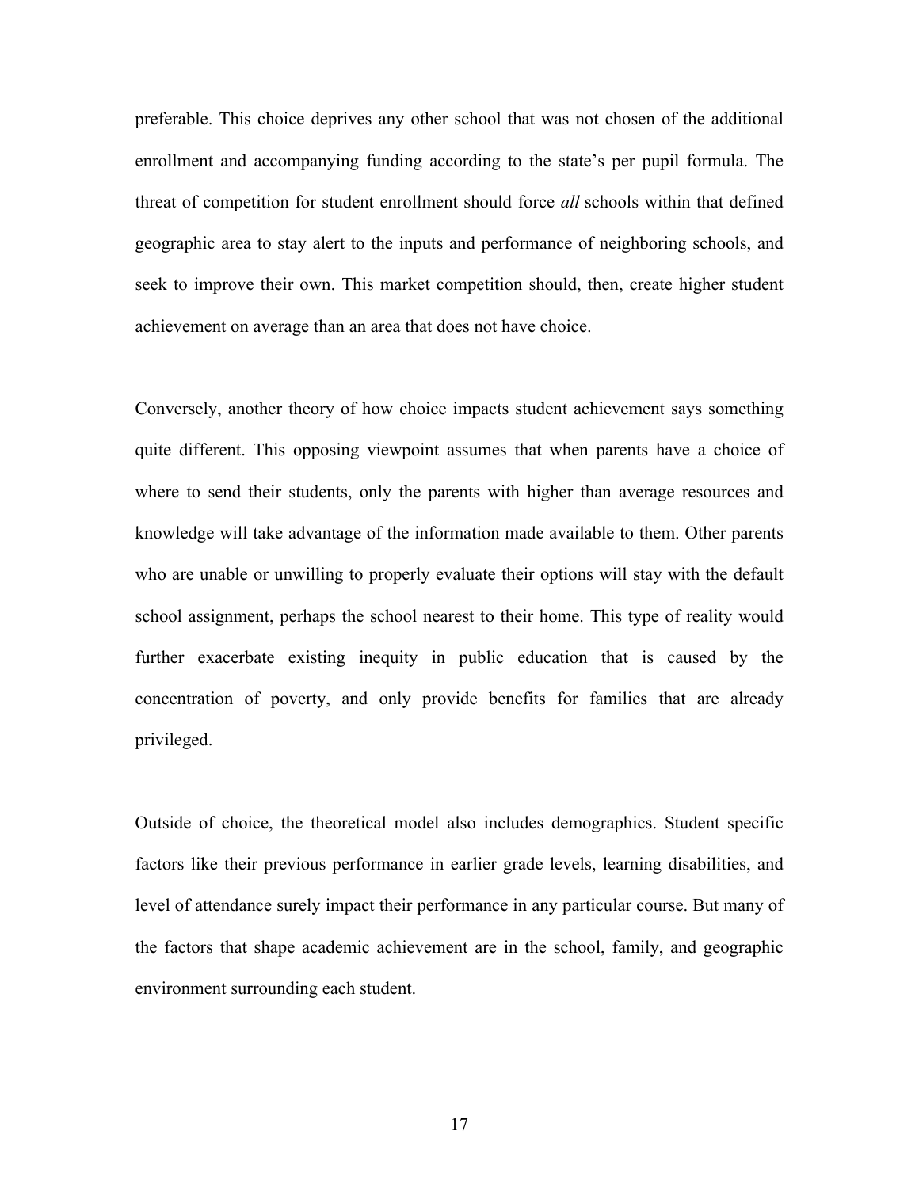preferable. This choice deprives any other school that was not chosen of the additional enrollment and accompanying funding according to the state's per pupil formula. The threat of competition for student enrollment should force *all* schools within that defined geographic area to stay alert to the inputs and performance of neighboring schools, and seek to improve their own. This market competition should, then, create higher student achievement on average than an area that does not have choice.

Conversely, another theory of how choice impacts student achievement says something quite different. This opposing viewpoint assumes that when parents have a choice of where to send their students, only the parents with higher than average resources and knowledge will take advantage of the information made available to them. Other parents who are unable or unwilling to properly evaluate their options will stay with the default school assignment, perhaps the school nearest to their home. This type of reality would further exacerbate existing inequity in public education that is caused by the concentration of poverty, and only provide benefits for families that are already privileged.

Outside of choice, the theoretical model also includes demographics. Student specific factors like their previous performance in earlier grade levels, learning disabilities, and level of attendance surely impact their performance in any particular course. But many of the factors that shape academic achievement are in the school, family, and geographic environment surrounding each student.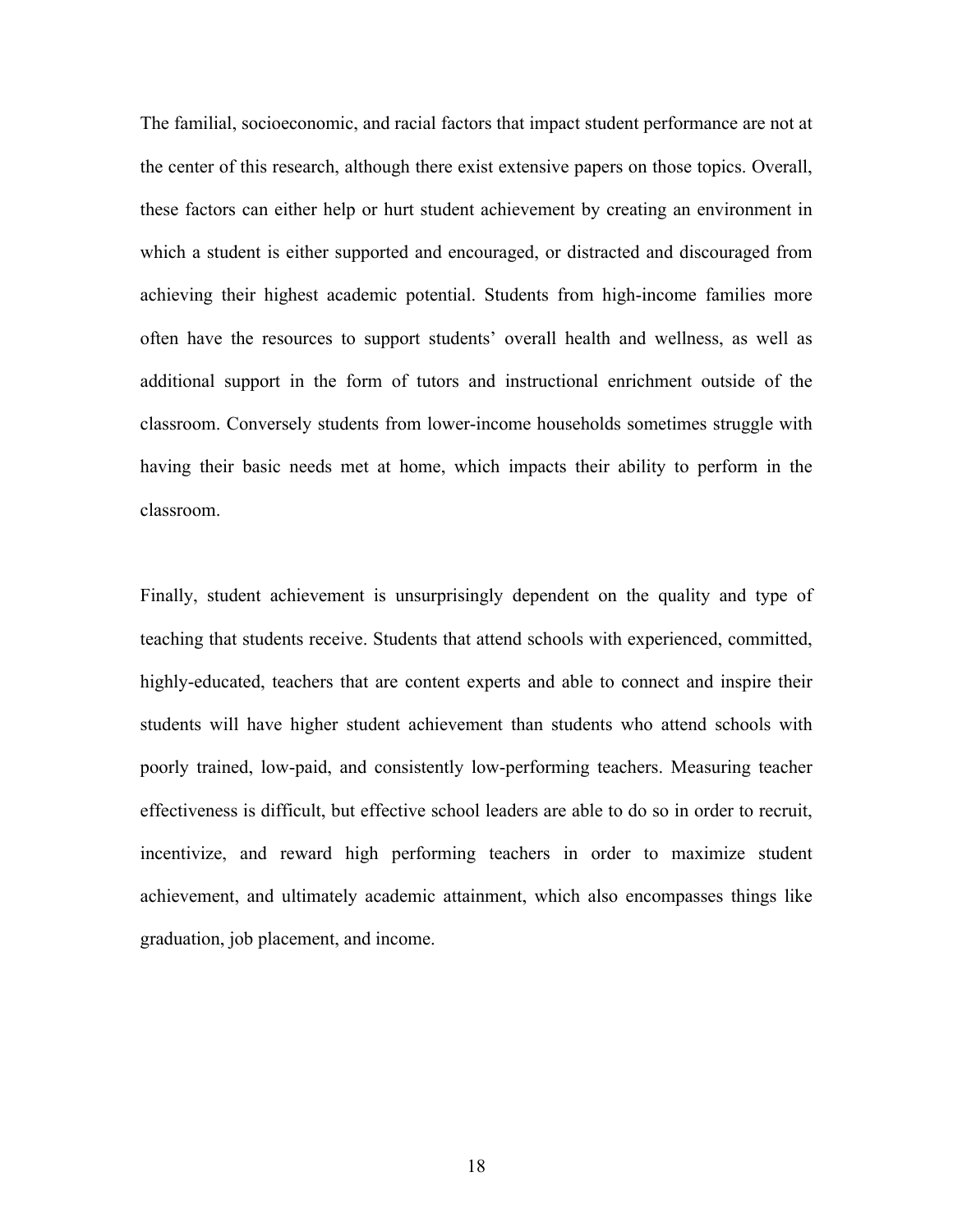The familial, socioeconomic, and racial factors that impact student performance are not at the center of this research, although there exist extensive papers on those topics. Overall, these factors can either help or hurt student achievement by creating an environment in which a student is either supported and encouraged, or distracted and discouraged from achieving their highest academic potential. Students from high-income families more often have the resources to support students' overall health and wellness, as well as additional support in the form of tutors and instructional enrichment outside of the classroom. Conversely students from lower-income households sometimes struggle with having their basic needs met at home, which impacts their ability to perform in the classroom.

Finally, student achievement is unsurprisingly dependent on the quality and type of teaching that students receive. Students that attend schools with experienced, committed, highly-educated, teachers that are content experts and able to connect and inspire their students will have higher student achievement than students who attend schools with poorly trained, low-paid, and consistently low-performing teachers. Measuring teacher effectiveness is difficult, but effective school leaders are able to do so in order to recruit, incentivize, and reward high performing teachers in order to maximize student achievement, and ultimately academic attainment, which also encompasses things like graduation, job placement, and income.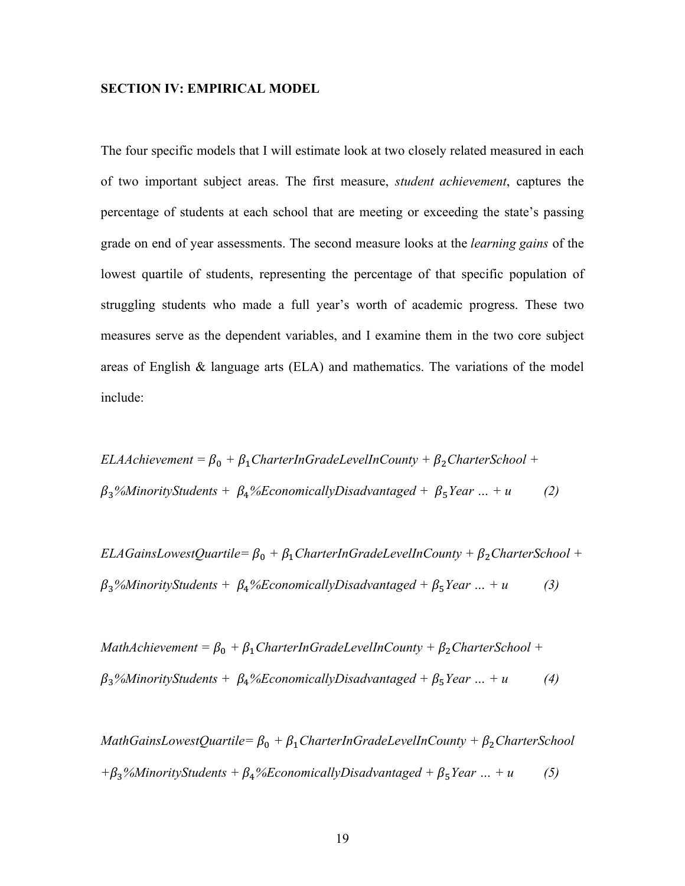**SECTION IV: EMPIRICAL MODEL**

The four specific models that I will estimate look at two closely related measured in each of two important subject areas. The first measure, *student achievement*, captures the percentage of students at each school that are meeting or exceeding the state's passing grade on end of year assessments. The second measure looks at the *learning gains* of the lowest quartile of students, representing the percentage of that specific population of struggling students who made a full year's worth of academic progress. These two measures serve as the dependent variables, and I examine them in the two core subject areas of English & language arts (ELA) and mathematics. The variations of the model include:

$$ELAAchievement = \beta_0 + \beta_1 CharterInGradeLevelInCounty + \beta_2 CharterSchool + \beta_3 \%MinorityStudents + \beta_4 \%EconomicallyDisadvantaged + \beta_5 Year \ldots + u \qquad (2)$$

$$ELAGainsLowestQuartile = \beta_0 + \beta_1 CharterInGradeLevelInCounty + \beta_2 CharterSchool + \beta_3 \%MinorityStudents + \beta_4 \%EconomicallyDisadvantaged + \beta_5 Year \ldots + u \qquad (3)$$

$$MathAchievement = \beta_0 + \beta_1 CharterInGradeLevelInCounty + \beta_2 CharterSchool + \beta_3 \%MinorityStudents + \beta_4 \%EconomicallyDisadvantaged + \beta_5 Year \ldots + u \qquad (4)$$

$$MathGainsLowestQuartile = \beta_0 + \beta_1 CharterInGradeLevelInCounty + \beta_2 CharterSchool + \beta_3 \%MinorityStudents + \beta_4 \%EconomicallyDisadvantaged + \beta_5 Year \ldots + u \qquad (5)$$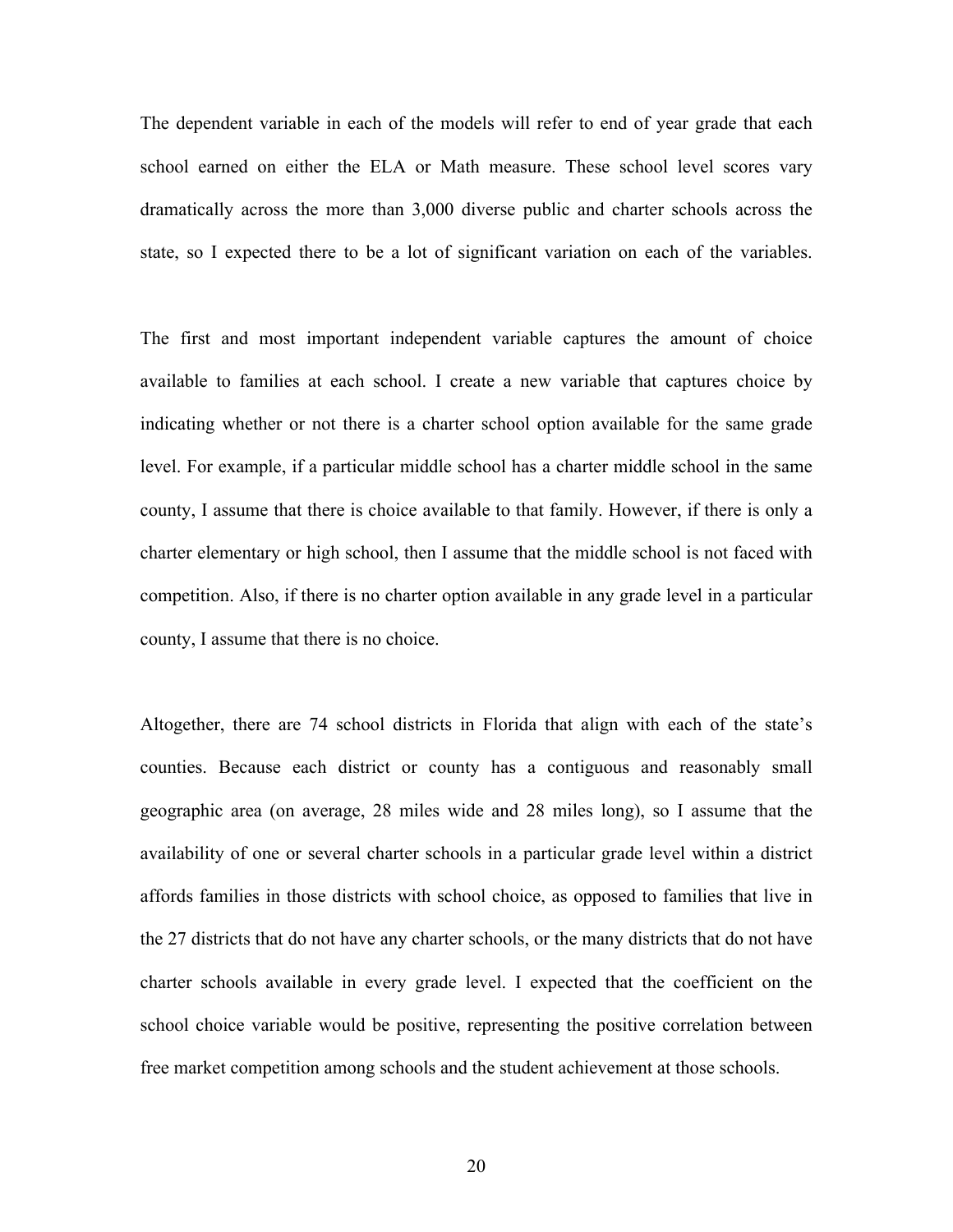The dependent variable in each of the models will refer to end of year grade that each school earned on either the ELA or Math measure. These school level scores vary dramatically across the more than 3,000 diverse public and charter schools across the state, so I expected there to be a lot of significant variation on each of the variables.

The first and most important independent variable captures the amount of choice available to families at each school. I create a new variable that captures choice by indicating whether or not there is a charter school option available for the same grade level. For example, if a particular middle school has a charter middle school in the same county, I assume that there is choice available to that family. However, if there is only a charter elementary or high school, then I assume that the middle school is not faced with competition. Also, if there is no charter option available in any grade level in a particular county, I assume that there is no choice.

Altogether, there are 74 school districts in Florida that align with each of the state's counties. Because each district or county has a contiguous and reasonably small geographic area (on average, 28 miles wide and 28 miles long), so I assume that the availability of one or several charter schools in a particular grade level within a district affords families in those districts with school choice, as opposed to families that live in the 27 districts that do not have any charter schools, or the many districts that do not have charter schools available in every grade level. I expected that the coefficient on the school choice variable would be positive, representing the positive correlation between free market competition among schools and the student achievement at those schools.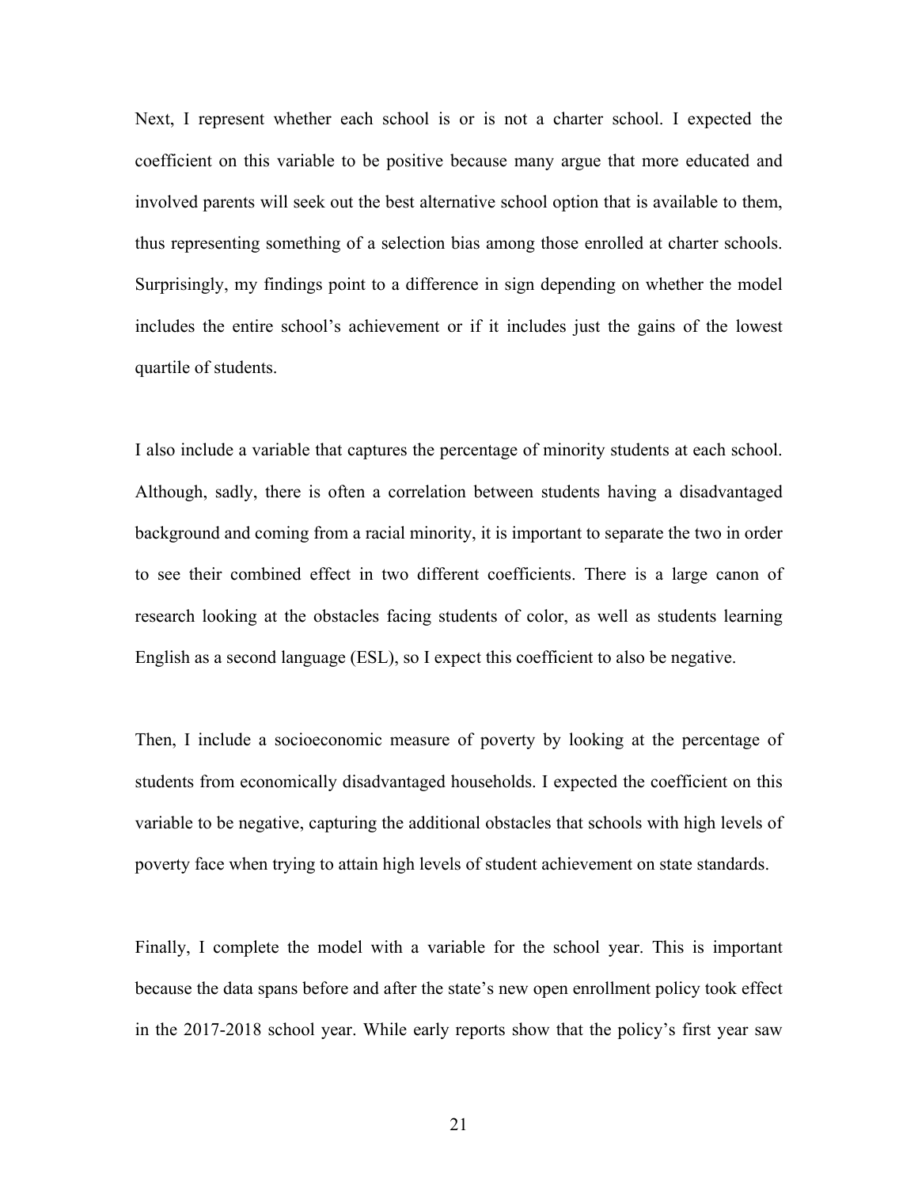Next, I represent whether each school is or is not a charter school. I expected the coefficient on this variable to be positive because many argue that more educated and involved parents will seek out the best alternative school option that is available to them, thus representing something of a selection bias among those enrolled at charter schools. Surprisingly, my findings point to a difference in sign depending on whether the model includes the entire school's achievement or if it includes just the gains of the lowest quartile of students.

I also include a variable that captures the percentage of minority students at each school. Although, sadly, there is often a correlation between students having a disadvantaged background and coming from a racial minority, it is important to separate the two in order to see their combined effect in two different coefficients. There is a large canon of research looking at the obstacles facing students of color, as well as students learning English as a second language (ESL), so I expect this coefficient to also be negative.

Then, I include a socioeconomic measure of poverty by looking at the percentage of students from economically disadvantaged households. I expected the coefficient on this variable to be negative, capturing the additional obstacles that schools with high levels of poverty face when trying to attain high levels of student achievement on state standards.

Finally, I complete the model with a variable for the school year. This is important because the data spans before and after the state's new open enrollment policy took effect in the 2017-2018 school year. While early reports show that the policy's first year saw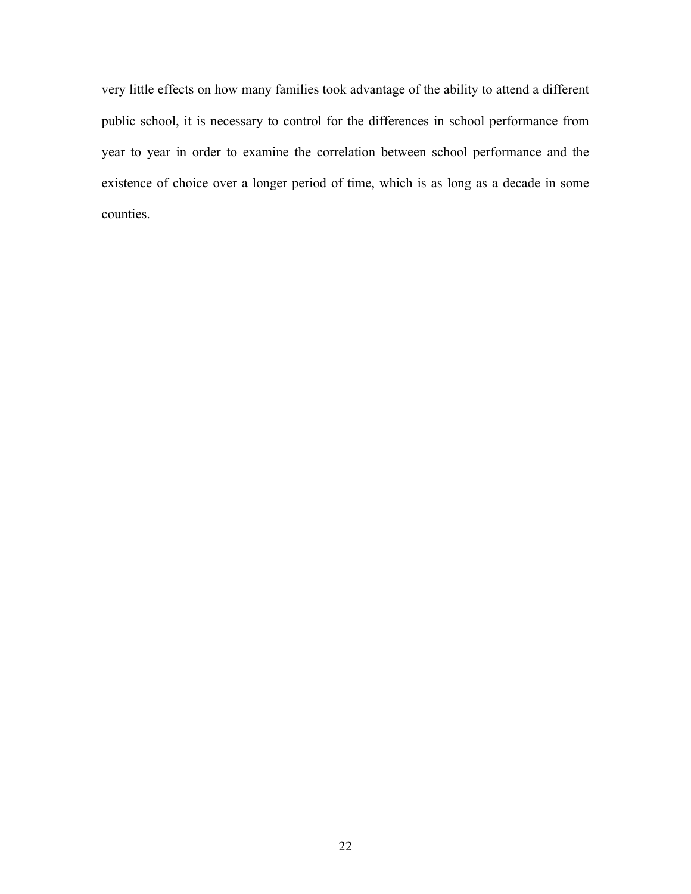very little effects on how many families took advantage of the ability to attend a different public school, it is necessary to control for the differences in school performance from year to year in order to examine the correlation between school performance and the existence of choice over a longer period of time, which is as long as a decade in some counties.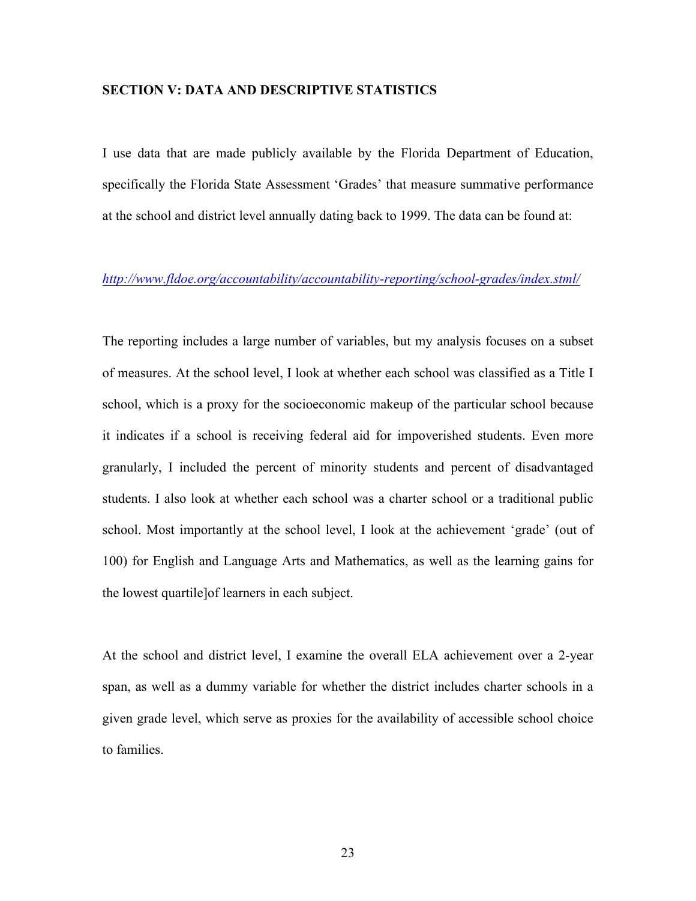## SECTION V: DATA AND DESCRIPTIVE STATISTICS

I use data that are made publicly available by the Florida Department of Education, specifically the Florida State Assessment 'Grades' that measure summative performance at the school and district level annually dating back to 1999. The data can be found at:

*http://www.fldoe.org/accountability/accountability-reporting/school-grades/index.stml/*

The reporting includes a large number of variables, but my analysis focuses on a subset of measures. At the school level, I look at whether each school was classified as a Title I school, which is a proxy for the socioeconomic makeup of the particular school because it indicates if a school is receiving federal aid for impoverished students. Even more granularly, I included the percent of minority students and percent of disadvantaged students. I also look at whether each school was a charter school or a traditional public school. Most importantly at the school level, I look at the achievement 'grade' (out of 100) for English and Language Arts and Mathematics, as well as the learning gains for the lowest quartile]of learners in each subject.

At the school and district level, I examine the overall ELA achievement over a 2-year span, as well as a dummy variable for whether the district includes charter schools in a given grade level, which serve as proxies for the availability of accessible school choice to families.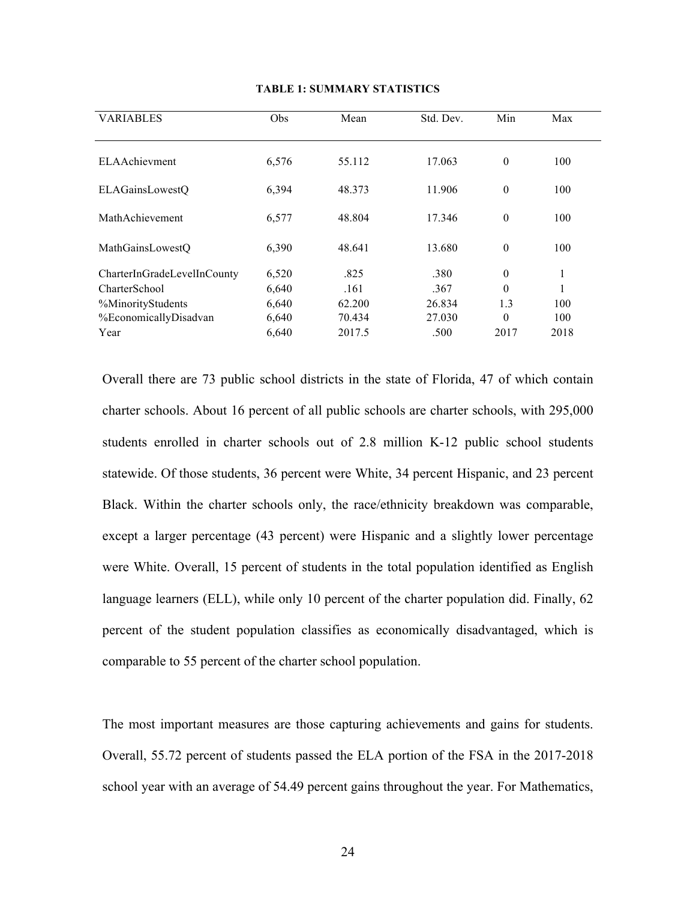**TABLE 1: SUMMARY STATISTICS**

| VARIABLES | Obs | Mean | Std. Dev. | Min | Max |
|---|---|---|---|---|---|
| ELAAchievment | 6,576 | 55.112 | 17.063 | 0 | 100 |
| ELAGainsLowestQ | 6,394 | 48.373 | 11.906 | 0 | 100 |
| MathAchievement | 6,577 | 48.804 | 17.346 | 0 | 100 |
| MathGainsLowestQ | 6,390 | 48.641 | 13.680 | 0 | 100 |
| CharterInGradeLevelInCounty | 6,520 | .825 | .380 | 0 | 1 |
| CharterSchool | 6,640 | .161 | .367 | 0 | 1 |
| %MinorityStudents | 6,640 | 62.200 | 26.834 | 1.3 | 100 |
| %EconomicallyDisadvan | 6,640 | 70.434 | 27.030 | 0 | 100 |
| Year | 6,640 | 2017.5 | .500 | 2017 | 2018 |

Overall there are 73 public school districts in the state of Florida, 47 of which contain charter schools. About 16 percent of all public schools are charter schools, with 295,000 students enrolled in charter schools out of 2.8 million K-12 public school students statewide. Of those students, 36 percent were White, 34 percent Hispanic, and 23 percent Black. Within the charter schools only, the race/ethnicity breakdown was comparable, except a larger percentage (43 percent) were Hispanic and a slightly lower percentage were White. Overall, 15 percent of students in the total population identified as English language learners (ELL), while only 10 percent of the charter population did. Finally, 62 percent of the student population classifies as economically disadvantaged, which is comparable to 55 percent of the charter school population.

The most important measures are those capturing achievements and gains for students. Overall, 55.72 percent of students passed the ELA portion of the FSA in the 2017-2018 school year with an average of 54.49 percent gains throughout the year. For Mathematics,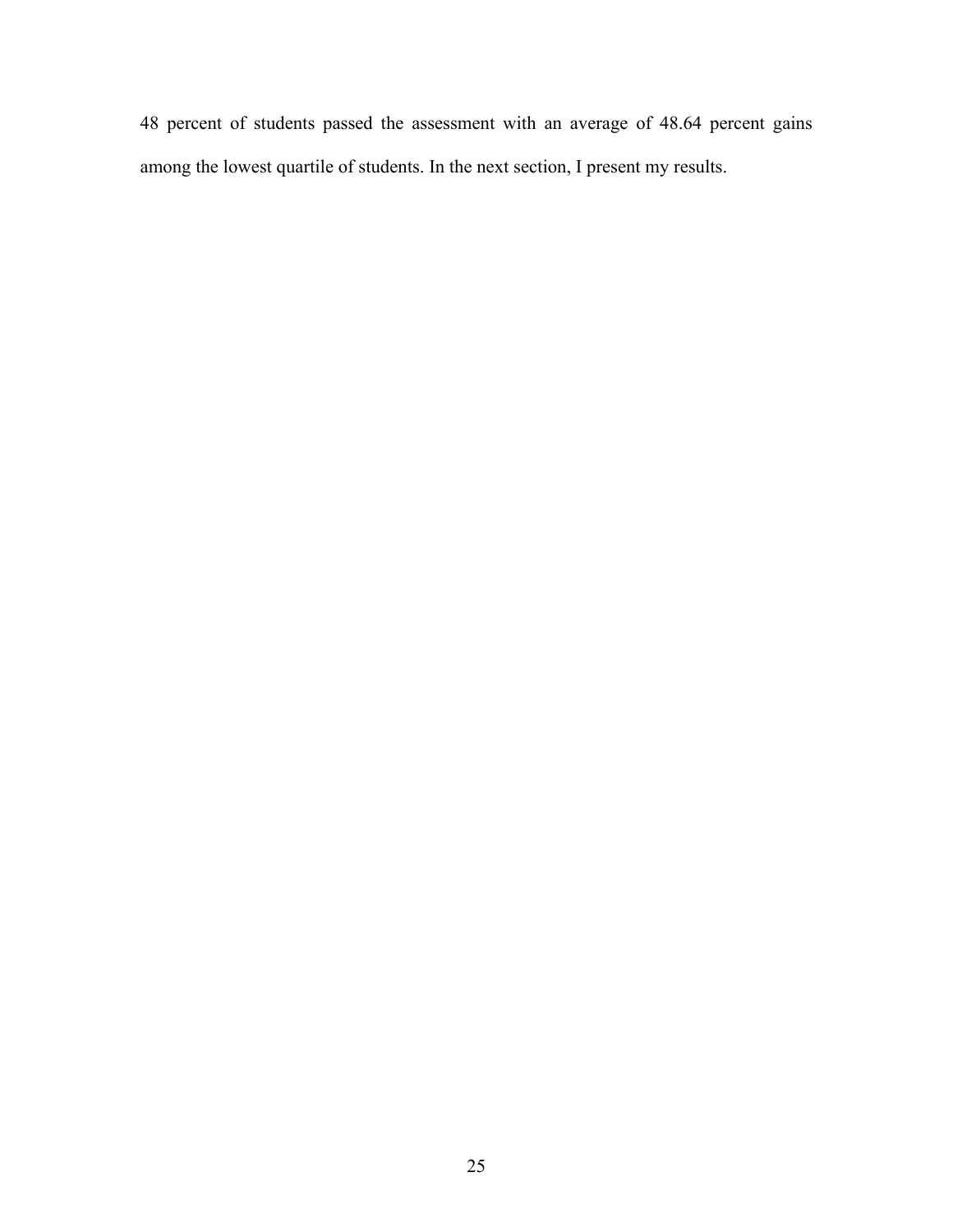48 percent of students passed the assessment with an average of 48.64 percent gains among the lowest quartile of students. In the next section, I present my results.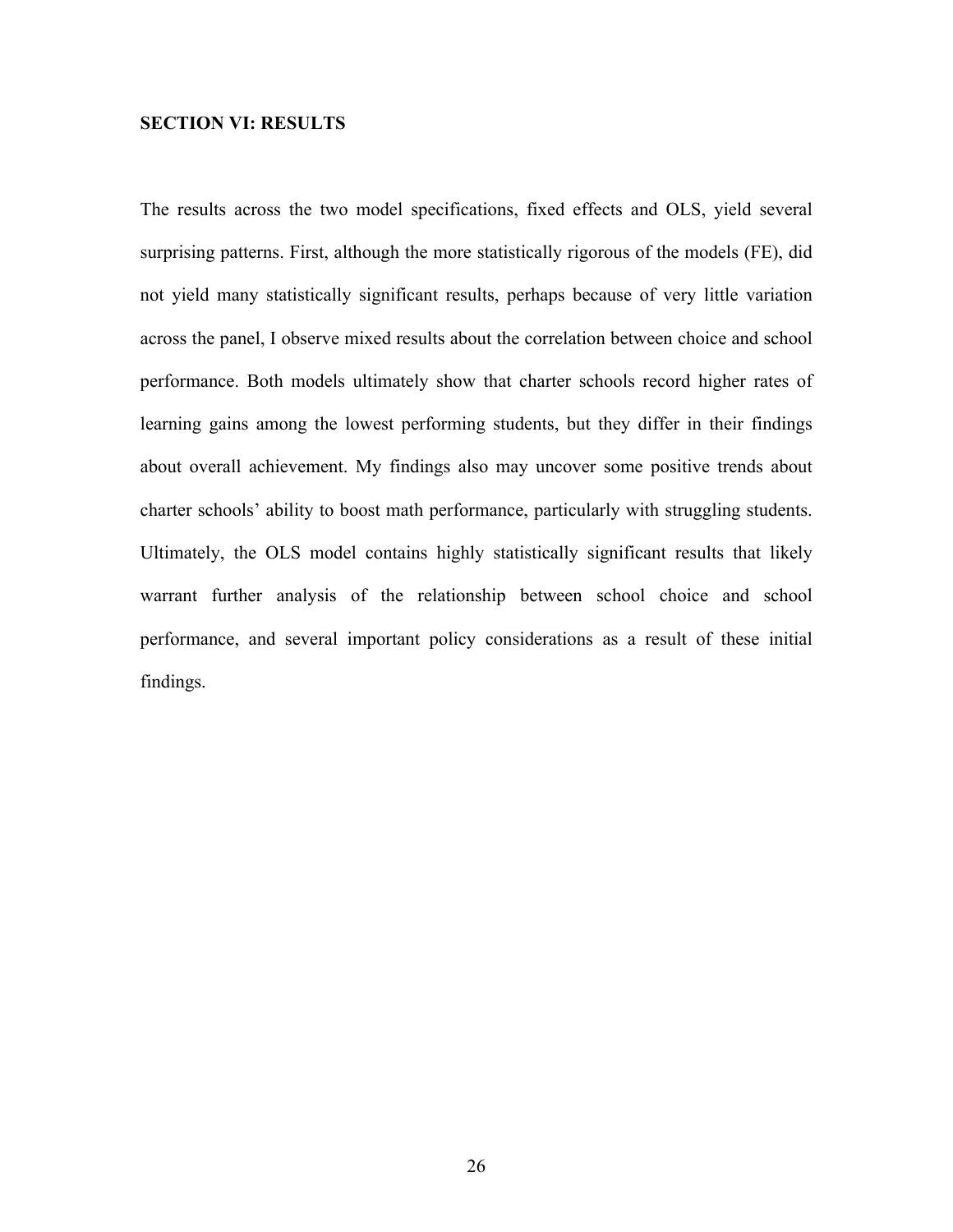## SECTION VI: RESULTS

The results across the two model specifications, fixed effects and OLS, yield several surprising patterns. First, although the more statistically rigorous of the models (FE), did not yield many statistically significant results, perhaps because of very little variation across the panel, I observe mixed results about the correlation between choice and school performance. Both models ultimately show that charter schools record higher rates of learning gains among the lowest performing students, but they differ in their findings about overall achievement. My findings also may uncover some positive trends about charter schools' ability to boost math performance, particularly with struggling students. Ultimately, the OLS model contains highly statistically significant results that likely warrant further analysis of the relationship between school choice and school performance, and several important policy considerations as a result of these initial findings.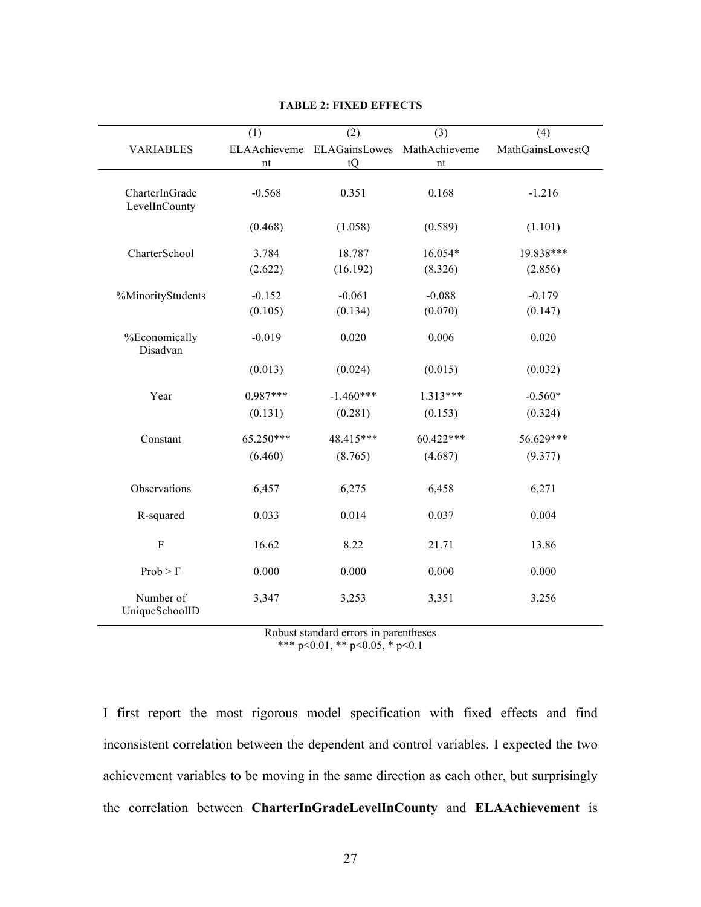**TABLE 2: FIXED EFFECTS**

| VARIABLES | (1)<br>ELAAchievement | (2)<br>ELAGainsLowestQ | (3)<br>MathAchievement | (4)<br>MathGainsLowestQ |
|---|---|---|---|---|
| CharterInGradeLevelInCounty | -0.568 | 0.351 | 0.168 | -1.216 |
| | (0.468) | (1.058) | (0.589) | (1.101) |
| CharterSchool | 3.784 | 18.787 | 16.054* | 19.838*** |
| | (2.622) | (16.192) | (8.326) | (2.856) |
| %MinorityStudents | -0.152 | -0.061 | -0.088 | -0.179 |
| | (0.105) | (0.134) | (0.070) | (0.147) |
| %Economically Disadvan | -0.019 | 0.020 | 0.006 | 0.020 |
| | (0.013) | (0.024) | (0.015) | (0.032) |
| Year | 0.987*** | -1.460*** | 1.313*** | -0.560* |
| | (0.131) | (0.281) | (0.153) | (0.324) |
| Constant | 65.250*** | 48.415*** | 60.422*** | 56.629*** |
| | (6.460) | (8.765) | (4.687) | (9.377) |
| Observations | 6,457 | 6,275 | 6,458 | 6,271 |
| R-squared | 0.033 | 0.014 | 0.037 | 0.004 |
| F | 16.62 | 8.22 | 21.71 | 13.86 |
| Prob > F | 0.000 | 0.000 | 0.000 | 0.000 |
| Number of UniqueSchoolID | 3,347 | 3,253 | 3,351 | 3,256 |

Robust standard errors in parentheses
*** p<0.01, ** p<0.05, * p<0.1

I first report the most rigorous model specification with fixed effects and find inconsistent correlation between the dependent and control variables. I expected the two achievement variables to be moving in the same direction as each other, but surprisingly the correlation between **CharterInGradeLevelInCounty** and **ELAAchievement** is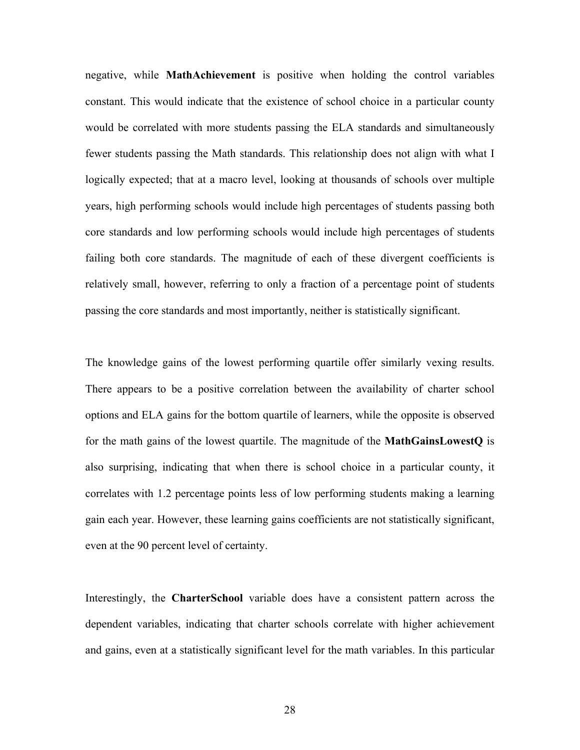negative, while **MathAchievement** is positive when holding the control variables constant. This would indicate that the existence of school choice in a particular county would be correlated with more students passing the ELA standards and simultaneously fewer students passing the Math standards. This relationship does not align with what I logically expected; that at a macro level, looking at thousands of schools over multiple years, high performing schools would include high percentages of students passing both core standards and low performing schools would include high percentages of students failing both core standards. The magnitude of each of these divergent coefficients is relatively small, however, referring to only a fraction of a percentage point of students passing the core standards and most importantly, neither is statistically significant.

The knowledge gains of the lowest performing quartile offer similarly vexing results. There appears to be a positive correlation between the availability of charter school options and ELA gains for the bottom quartile of learners, while the opposite is observed for the math gains of the lowest quartile. The magnitude of the **MathGainsLowestQ** is also surprising, indicating that when there is school choice in a particular county, it correlates with 1.2 percentage points less of low performing students making a learning gain each year. However, these learning gains coefficients are not statistically significant, even at the 90 percent level of certainty.

Interestingly, the **CharterSchool** variable does have a consistent pattern across the dependent variables, indicating that charter schools correlate with higher achievement and gains, even at a statistically significant level for the math variables. In this particular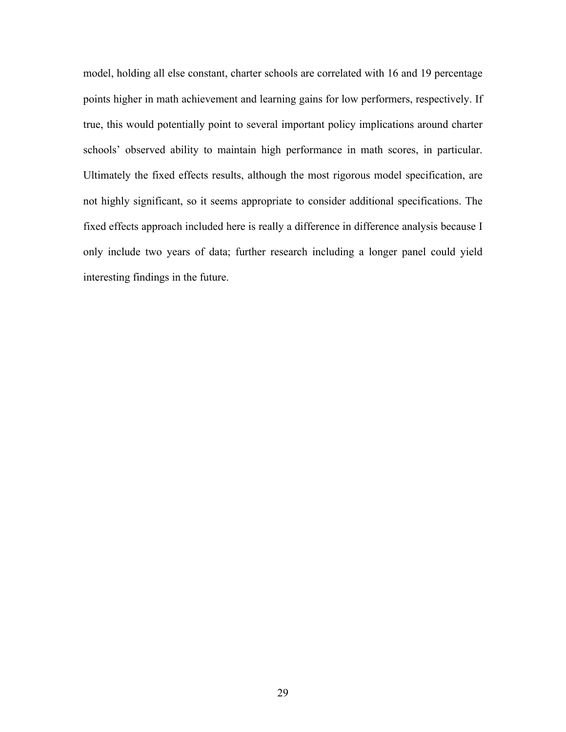model, holding all else constant, charter schools are correlated with 16 and 19 percentage points higher in math achievement and learning gains for low performers, respectively. If true, this would potentially point to several important policy implications around charter schools' observed ability to maintain high performance in math scores, in particular. Ultimately the fixed effects results, although the most rigorous model specification, are not highly significant, so it seems appropriate to consider additional specifications. The fixed effects approach included here is really a difference in difference analysis because I only include two years of data; further research including a longer panel could yield interesting findings in the future.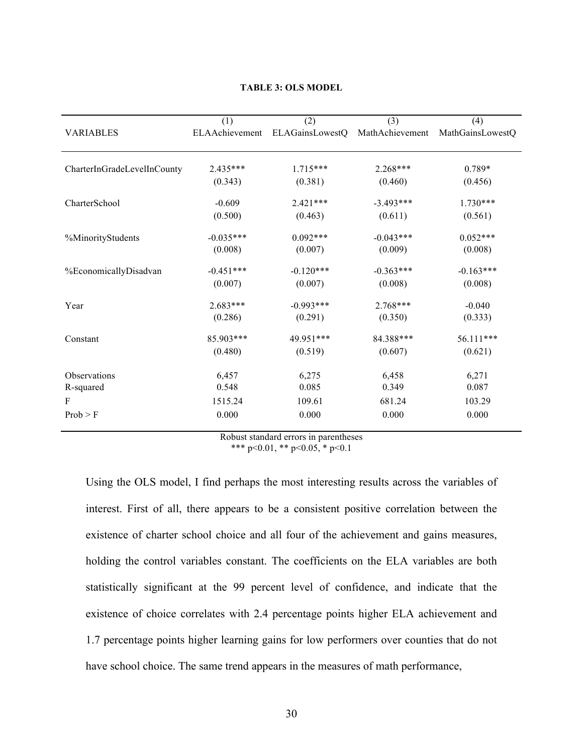**TABLE 3: OLS MODEL**

| VARIABLES | (1) ELAAchievement | (2) ELAGainsLowestQ | (3) MathAchievement | (4) MathGainsLowestQ |
|---|---|---|---|---|
| CharterInGradeLevelInCounty | 2.435*** | 1.715*** | 2.268*** | 0.789* |
| | (0.343) | (0.381) | (0.460) | (0.456) |
| CharterSchool | -0.609 | 2.421*** | -3.493*** | 1.730*** |
| | (0.500) | (0.463) | (0.611) | (0.561) |
| %MinorityStudents | -0.035*** | 0.092*** | -0.043*** | 0.052*** |
| | (0.008) | (0.007) | (0.009) | (0.008) |
| %EconomicallyDisadvan | -0.451*** | -0.120*** | -0.363*** | -0.163*** |
| | (0.007) | (0.007) | (0.008) | (0.008) |
| Year | 2.683*** | -0.993*** | 2.768*** | -0.040 |
| | (0.286) | (0.291) | (0.350) | (0.333) |
| Constant | 85.903*** | 49.951*** | 84.388*** | 56.111*** |
| | (0.480) | (0.519) | (0.607) | (0.621) |
| Observations | 6,457 | 6,275 | 6,458 | 6,271 |
| R-squared | 0.548 | 0.085 | 0.349 | 0.087 |
| F | 1515.24 | 109.61 | 681.24 | 103.29 |
| Prob > F | 0.000 | 0.000 | 0.000 | 0.000 |

Robust standard errors in parentheses
*** p<0.01, ** p<0.05, * p<0.1

Using the OLS model, I find perhaps the most interesting results across the variables of interest. First of all, there appears to be a consistent positive correlation between the existence of charter school choice and all four of the achievement and gains measures, holding the control variables constant. The coefficients on the ELA variables are both statistically significant at the 99 percent level of confidence, and indicate that the existence of choice correlates with 2.4 percentage points higher ELA achievement and 1.7 percentage points higher learning gains for low performers over counties that do not have school choice. The same trend appears in the measures of math performance,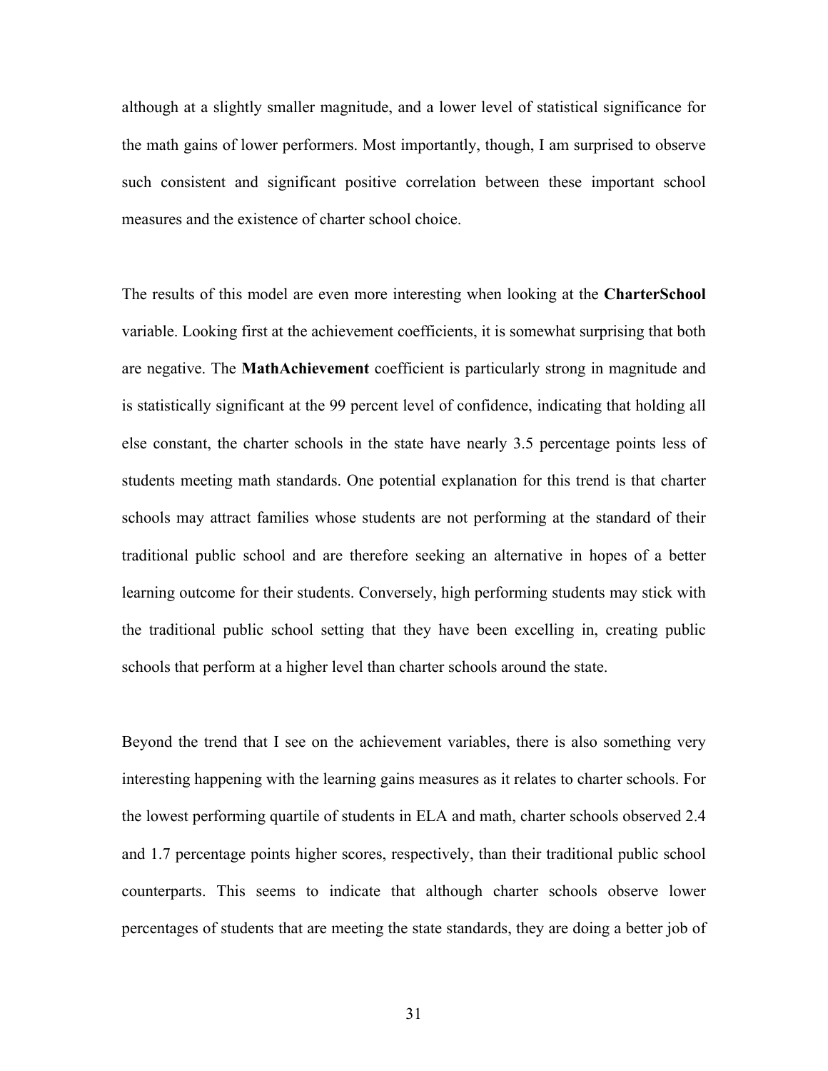although at a slightly smaller magnitude, and a lower level of statistical significance for the math gains of lower performers. Most importantly, though, I am surprised to observe such consistent and significant positive correlation between these important school measures and the existence of charter school choice.

The results of this model are even more interesting when looking at the **CharterSchool** variable. Looking first at the achievement coefficients, it is somewhat surprising that both are negative. The **MathAchievement** coefficient is particularly strong in magnitude and is statistically significant at the 99 percent level of confidence, indicating that holding all else constant, the charter schools in the state have nearly 3.5 percentage points less of students meeting math standards. One potential explanation for this trend is that charter schools may attract families whose students are not performing at the standard of their traditional public school and are therefore seeking an alternative in hopes of a better learning outcome for their students. Conversely, high performing students may stick with the traditional public school setting that they have been excelling in, creating public schools that perform at a higher level than charter schools around the state.

Beyond the trend that I see on the achievement variables, there is also something very interesting happening with the learning gains measures as it relates to charter schools. For the lowest performing quartile of students in ELA and math, charter schools observed 2.4 and 1.7 percentage points higher scores, respectively, than their traditional public school counterparts. This seems to indicate that although charter schools observe lower percentages of students that are meeting the state standards, they are doing a better job of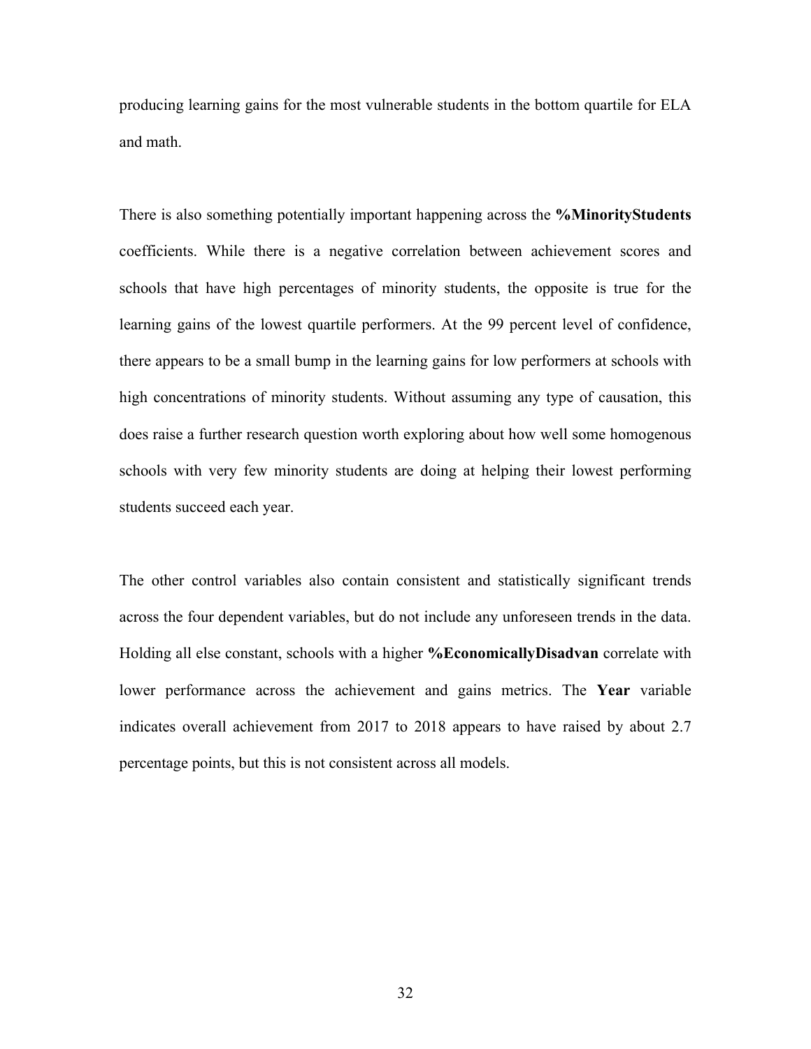producing learning gains for the most vulnerable students in the bottom quartile for ELA and math.

There is also something potentially important happening across the **%MinorityStudents** coefficients. While there is a negative correlation between achievement scores and schools that have high percentages of minority students, the opposite is true for the learning gains of the lowest quartile performers. At the 99 percent level of confidence, there appears to be a small bump in the learning gains for low performers at schools with high concentrations of minority students. Without assuming any type of causation, this does raise a further research question worth exploring about how well some homogenous schools with very few minority students are doing at helping their lowest performing students succeed each year.

The other control variables also contain consistent and statistically significant trends across the four dependent variables, but do not include any unforeseen trends in the data. Holding all else constant, schools with a higher **%EconomicallyDisadvan** correlate with lower performance across the achievement and gains metrics. The **Year** variable indicates overall achievement from 2017 to 2018 appears to have raised by about 2.7 percentage points, but this is not consistent across all models.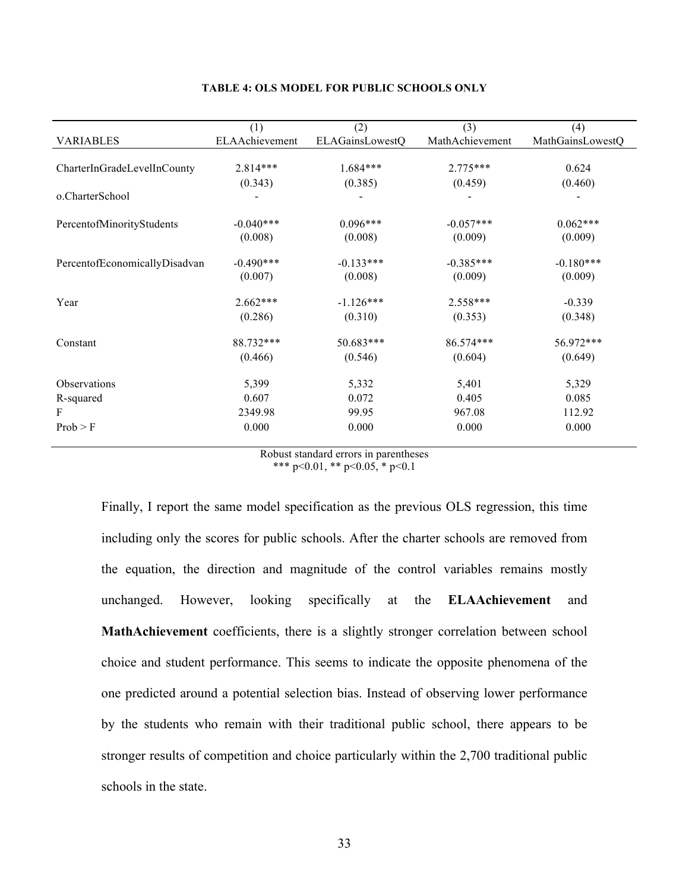**TABLE 4: OLS MODEL FOR PUBLIC SCHOOLS ONLY**

| VARIABLES | (1) ELAAchievement | (2) ELAGainsLowestQ | (3) MathAchievement | (4) MathGainsLowestQ |
|---|---|---|---|---|
| CharterInGradeLevelInCounty | 2.814*** | 1.684*** | 2.775*** | 0.624 |
| | (0.343) | (0.385) | (0.459) | (0.460) |
| o.CharterSchool | - | - | - | - |
| PercentofMinorityStudents | -0.040*** | 0.096*** | -0.057*** | 0.062*** |
| | (0.008) | (0.008) | (0.009) | (0.009) |
| PercentofEconomicallyDisadvan | -0.490*** | -0.133*** | -0.385*** | -0.180*** |
| | (0.007) | (0.008) | (0.009) | (0.009) |
| Year | 2.662*** | -1.126*** | 2.558*** | -0.339 |
| | (0.286) | (0.310) | (0.353) | (0.348) |
| Constant | 88.732*** | 50.683*** | 86.574*** | 56.972*** |
| | (0.466) | (0.546) | (0.604) | (0.649) |
| Observations | 5,399 | 5,332 | 5,401 | 5,329 |
| R-squared | 0.607 | 0.072 | 0.405 | 0.085 |
| F | 2349.98 | 99.95 | 967.08 | 112.92 |
| Prob > F | 0.000 | 0.000 | 0.000 | 0.000 |

Robust standard errors in parentheses
*** p<0.01, ** p<0.05, * p<0.1

Finally, I report the same model specification as the previous OLS regression, this time including only the scores for public schools. After the charter schools are removed from the equation, the direction and magnitude of the control variables remains mostly unchanged. However, looking specifically at the **ELAAchievement** and **MathAchievement** coefficients, there is a slightly stronger correlation between school choice and student performance. This seems to indicate the opposite phenomena of the one predicted around a potential selection bias. Instead of observing lower performance by the students who remain with their traditional public school, there appears to be stronger results of competition and choice particularly within the 2,700 traditional public schools in the state.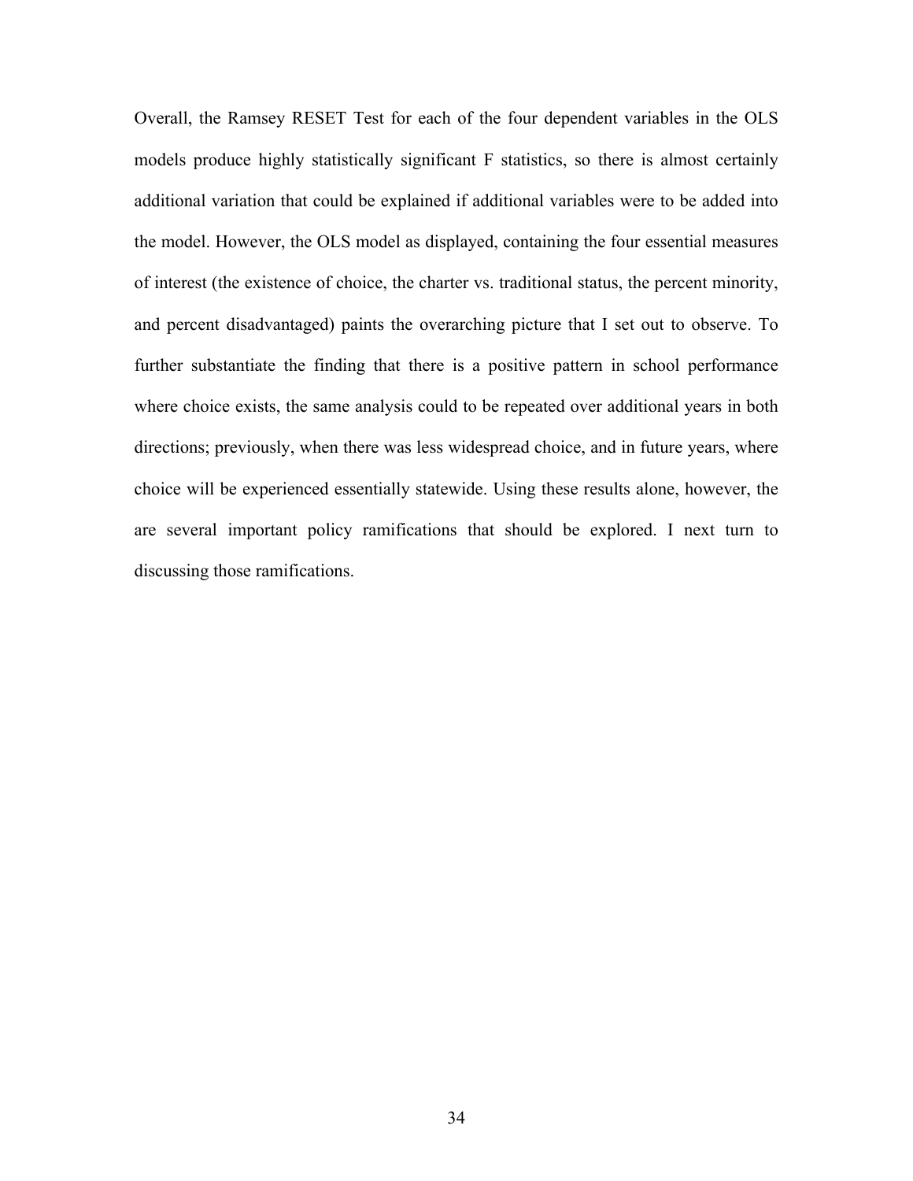Overall, the Ramsey RESET Test for each of the four dependent variables in the OLS models produce highly statistically significant F statistics, so there is almost certainly additional variation that could be explained if additional variables were to be added into the model. However, the OLS model as displayed, containing the four essential measures of interest (the existence of choice, the charter vs. traditional status, the percent minority, and percent disadvantaged) paints the overarching picture that I set out to observe. To further substantiate the finding that there is a positive pattern in school performance where choice exists, the same analysis could to be repeated over additional years in both directions; previously, when there was less widespread choice, and in future years, where choice will be experienced essentially statewide. Using these results alone, however, the are several important policy ramifications that should be explored. I next turn to discussing those ramifications.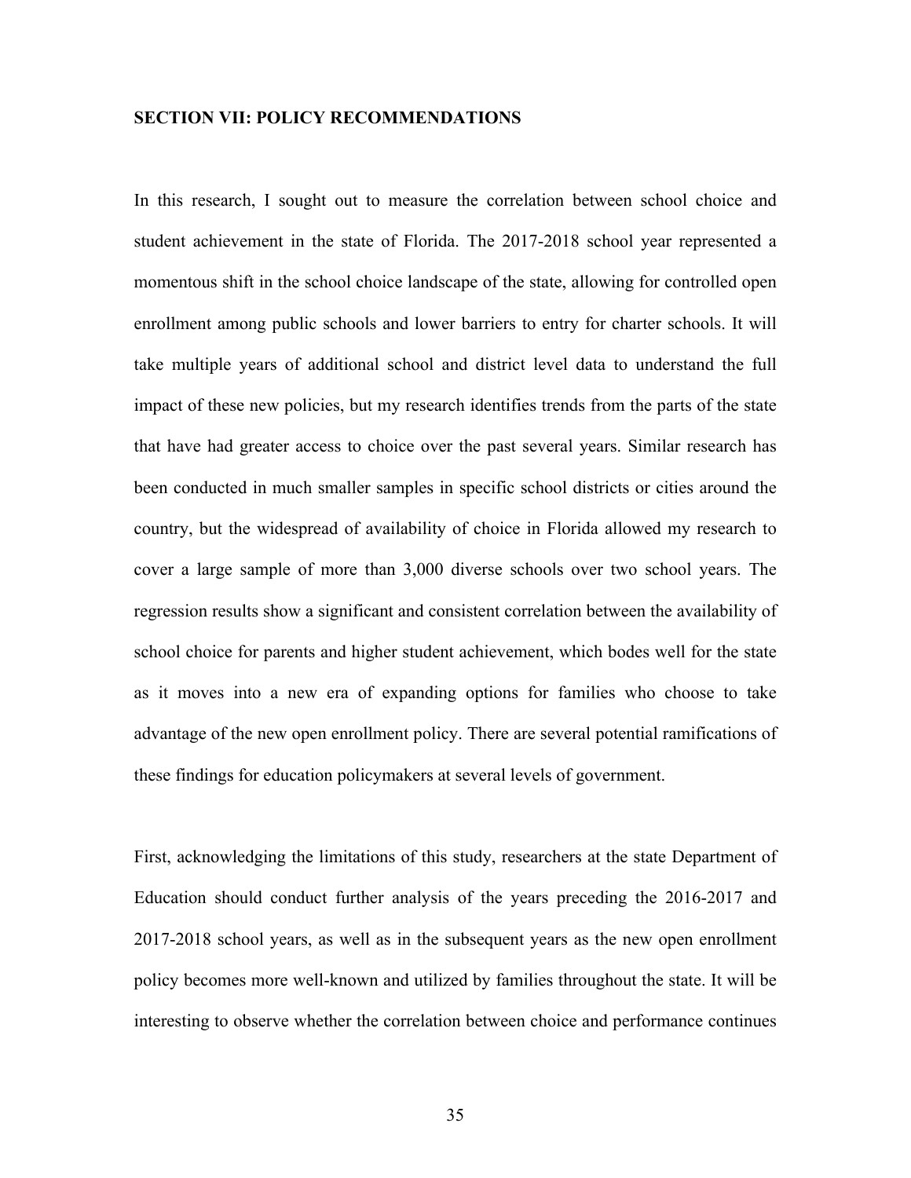## SECTION VII: POLICY RECOMMENDATIONS

In this research, I sought out to measure the correlation between school choice and student achievement in the state of Florida. The 2017-2018 school year represented a momentous shift in the school choice landscape of the state, allowing for controlled open enrollment among public schools and lower barriers to entry for charter schools. It will take multiple years of additional school and district level data to understand the full impact of these new policies, but my research identifies trends from the parts of the state that have had greater access to choice over the past several years. Similar research has been conducted in much smaller samples in specific school districts or cities around the country, but the widespread of availability of choice in Florida allowed my research to cover a large sample of more than 3,000 diverse schools over two school years. The regression results show a significant and consistent correlation between the availability of school choice for parents and higher student achievement, which bodes well for the state as it moves into a new era of expanding options for families who choose to take advantage of the new open enrollment policy. There are several potential ramifications of these findings for education policymakers at several levels of government.

First, acknowledging the limitations of this study, researchers at the state Department of Education should conduct further analysis of the years preceding the 2016-2017 and 2017-2018 school years, as well as in the subsequent years as the new open enrollment policy becomes more well-known and utilized by families throughout the state. It will be interesting to observe whether the correlation between choice and performance continues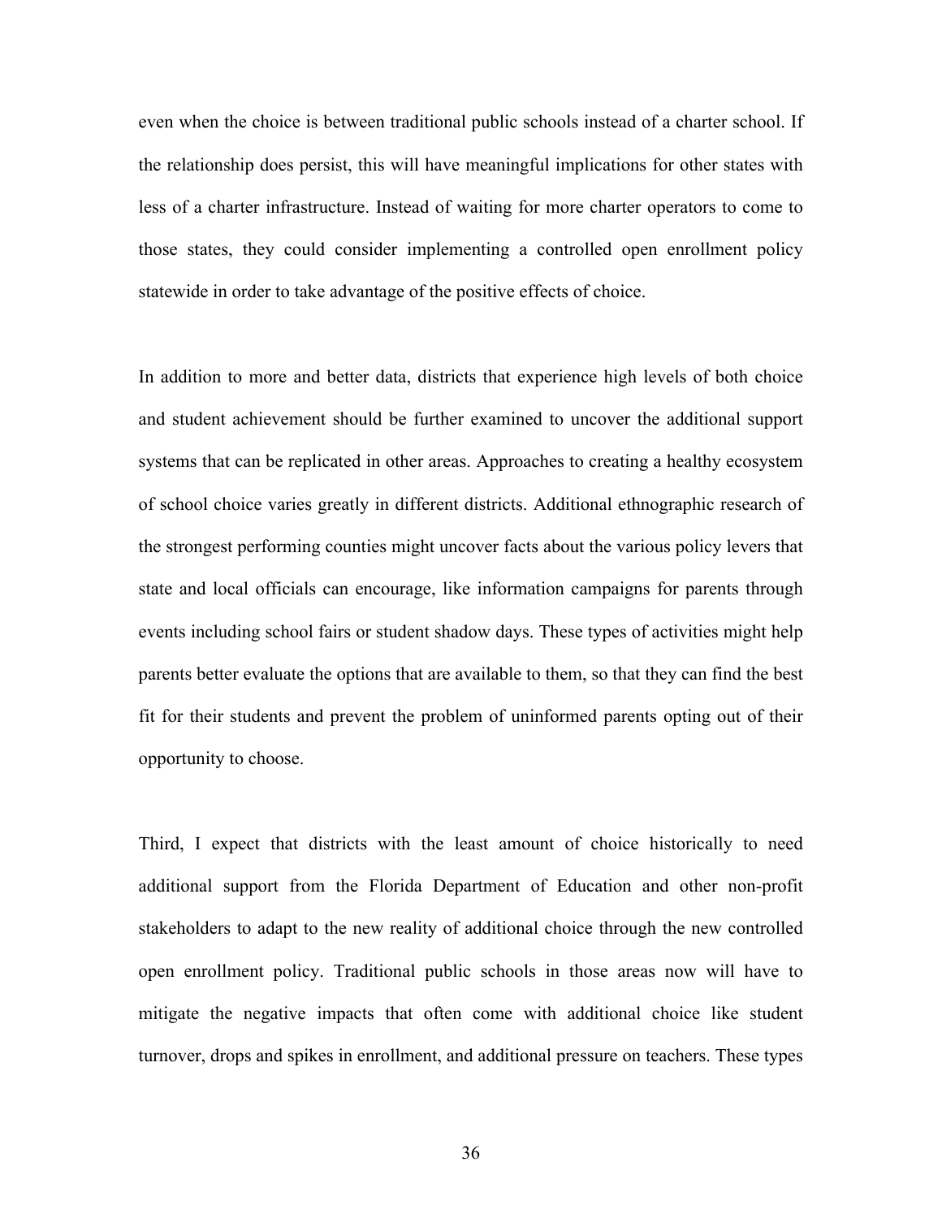even when the choice is between traditional public schools instead of a charter school. If the relationship does persist, this will have meaningful implications for other states with less of a charter infrastructure. Instead of waiting for more charter operators to come to those states, they could consider implementing a controlled open enrollment policy statewide in order to take advantage of the positive effects of choice.

In addition to more and better data, districts that experience high levels of both choice and student achievement should be further examined to uncover the additional support systems that can be replicated in other areas. Approaches to creating a healthy ecosystem of school choice varies greatly in different districts. Additional ethnographic research of the strongest performing counties might uncover facts about the various policy levers that state and local officials can encourage, like information campaigns for parents through events including school fairs or student shadow days. These types of activities might help parents better evaluate the options that are available to them, so that they can find the best fit for their students and prevent the problem of uninformed parents opting out of their opportunity to choose.

Third, I expect that districts with the least amount of choice historically to need additional support from the Florida Department of Education and other non-profit stakeholders to adapt to the new reality of additional choice through the new controlled open enrollment policy. Traditional public schools in those areas now will have to mitigate the negative impacts that often come with additional choice like student turnover, drops and spikes in enrollment, and additional pressure on teachers. These types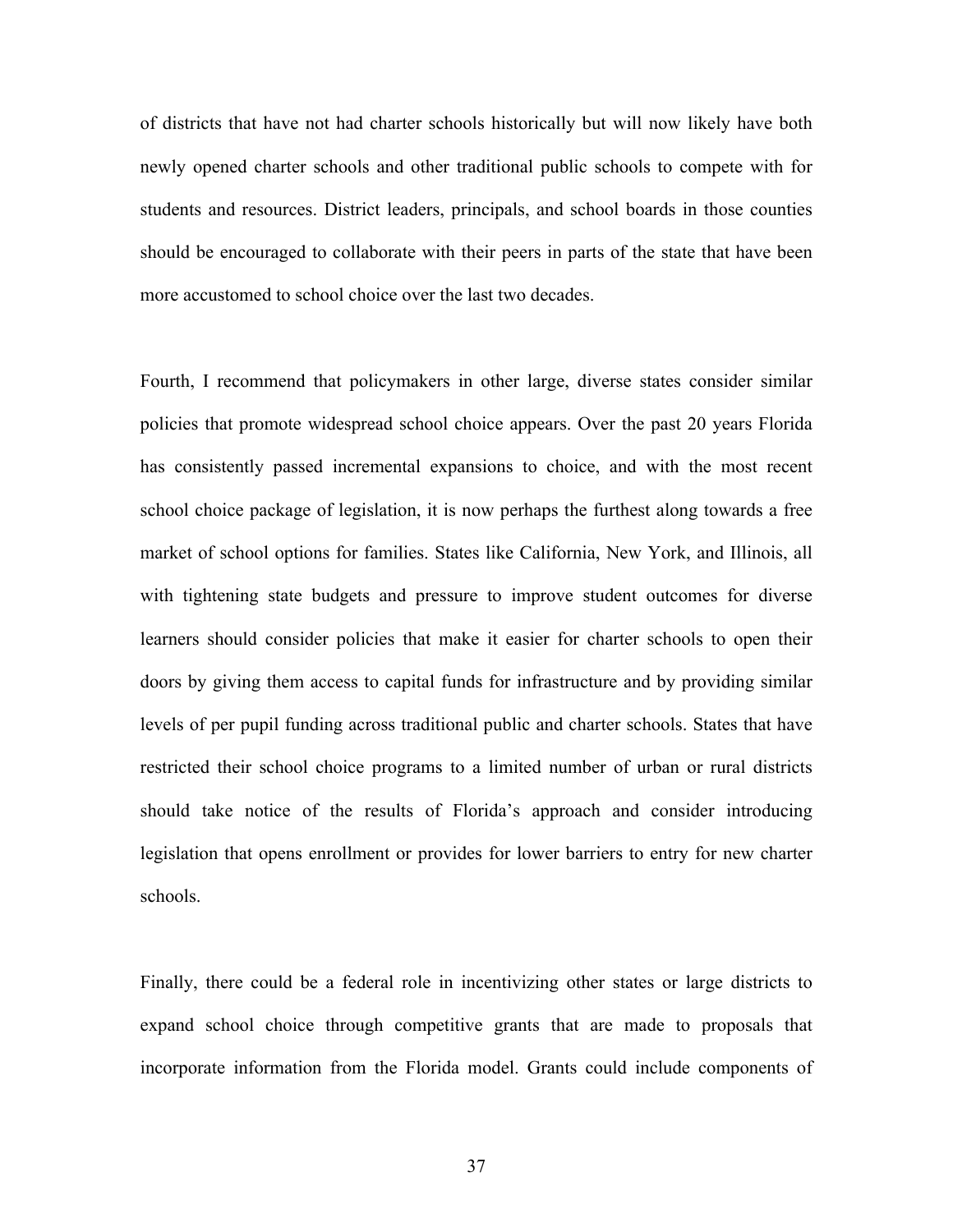of districts that have not had charter schools historically but will now likely have both newly opened charter schools and other traditional public schools to compete with for students and resources. District leaders, principals, and school boards in those counties should be encouraged to collaborate with their peers in parts of the state that have been more accustomed to school choice over the last two decades.

Fourth, I recommend that policymakers in other large, diverse states consider similar policies that promote widespread school choice appears. Over the past 20 years Florida has consistently passed incremental expansions to choice, and with the most recent school choice package of legislation, it is now perhaps the furthest along towards a free market of school options for families. States like California, New York, and Illinois, all with tightening state budgets and pressure to improve student outcomes for diverse learners should consider policies that make it easier for charter schools to open their doors by giving them access to capital funds for infrastructure and by providing similar levels of per pupil funding across traditional public and charter schools. States that have restricted their school choice programs to a limited number of urban or rural districts should take notice of the results of Florida's approach and consider introducing legislation that opens enrollment or provides for lower barriers to entry for new charter schools.

Finally, there could be a federal role in incentivizing other states or large districts to expand school choice through competitive grants that are made to proposals that incorporate information from the Florida model. Grants could include components of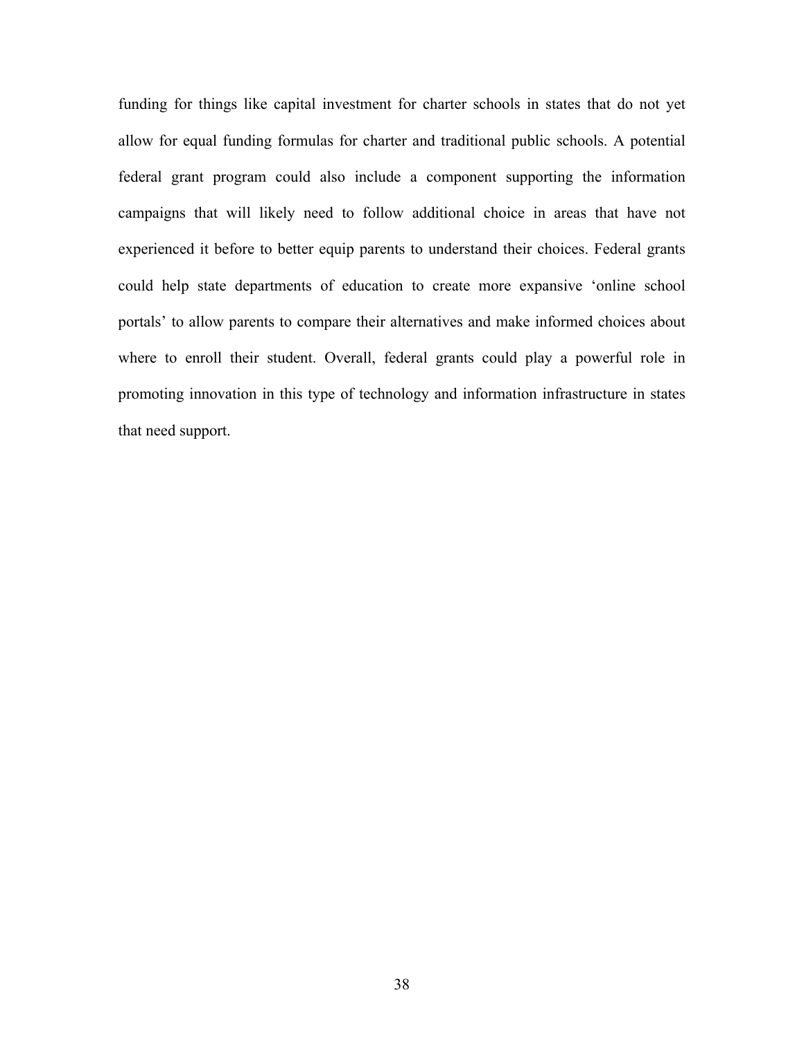funding for things like capital investment for charter schools in states that do not yet allow for equal funding formulas for charter and traditional public schools. A potential federal grant program could also include a component supporting the information campaigns that will likely need to follow additional choice in areas that have not experienced it before to better equip parents to understand their choices. Federal grants could help state departments of education to create more expansive 'online school portals' to allow parents to compare their alternatives and make informed choices about where to enroll their student. Overall, federal grants could play a powerful role in promoting innovation in this type of technology and information infrastructure in states that need support.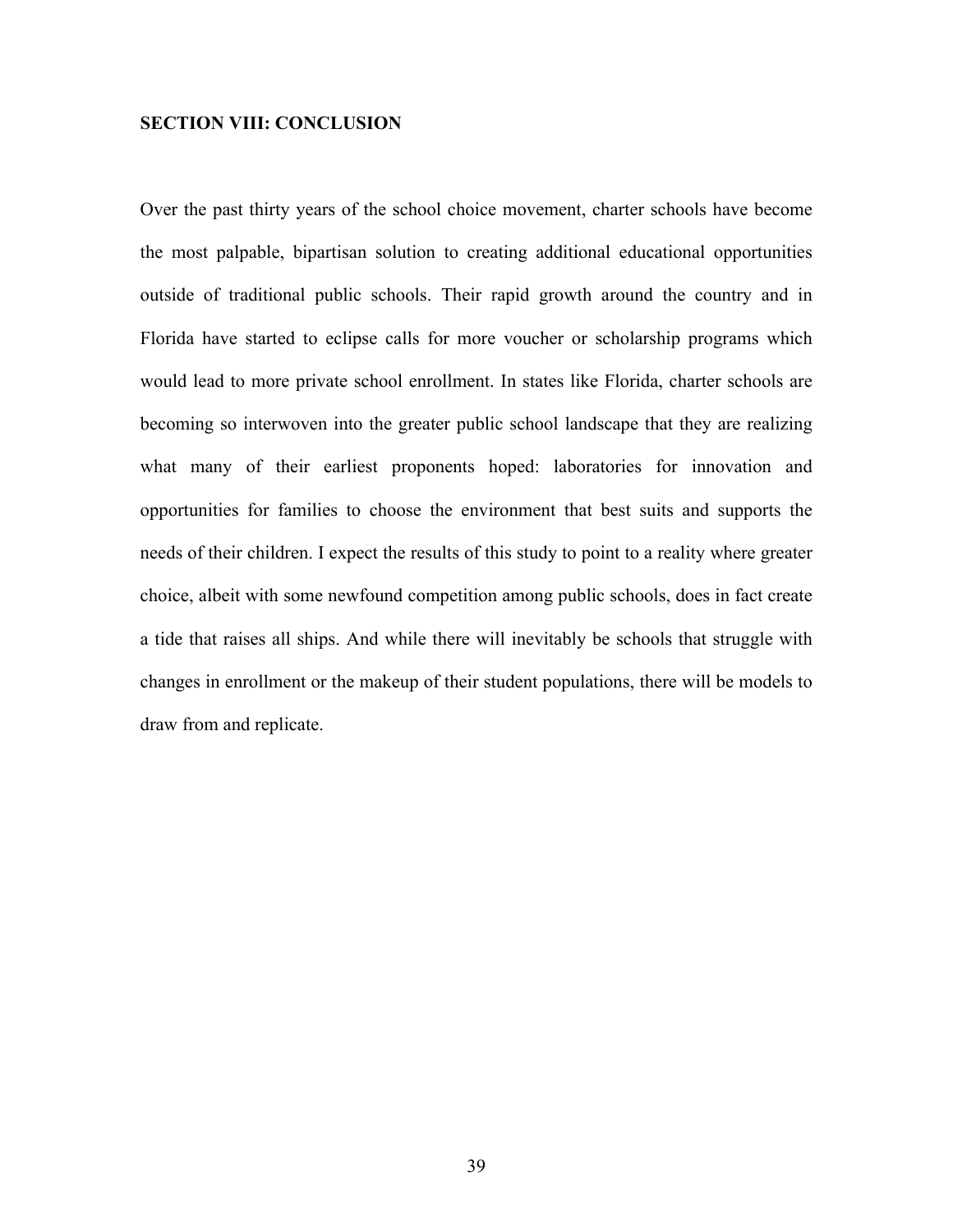## SECTION VIII: CONCLUSION

Over the past thirty years of the school choice movement, charter schools have become the most palpable, bipartisan solution to creating additional educational opportunities outside of traditional public schools. Their rapid growth around the country and in Florida have started to eclipse calls for more voucher or scholarship programs which would lead to more private school enrollment. In states like Florida, charter schools are becoming so interwoven into the greater public school landscape that they are realizing what many of their earliest proponents hoped: laboratories for innovation and opportunities for families to choose the environment that best suits and supports the needs of their children. I expect the results of this study to point to a reality where greater choice, albeit with some newfound competition among public schools, does in fact create a tide that raises all ships. And while there will inevitably be schools that struggle with changes in enrollment or the makeup of their student populations, there will be models to draw from and replicate.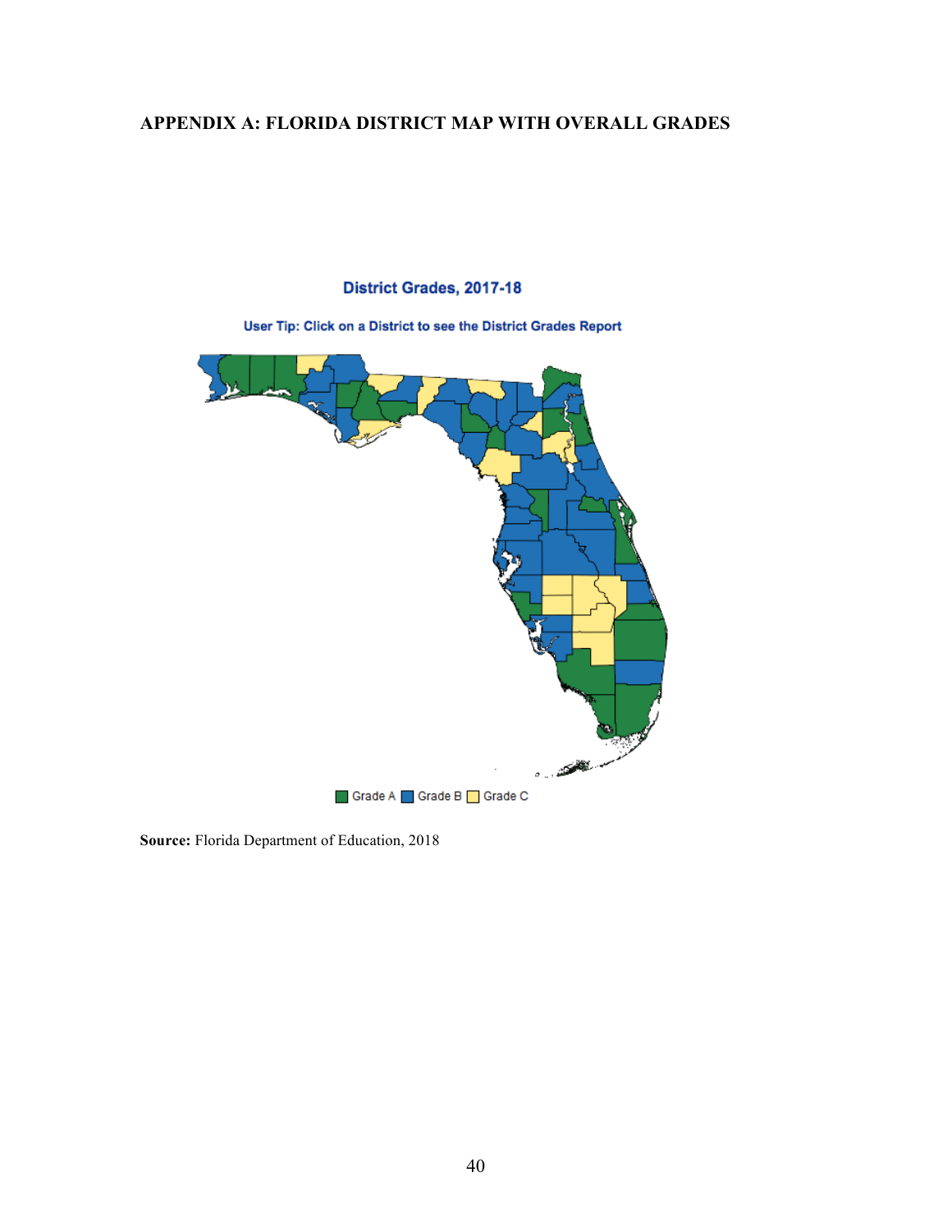## APPENDIX A: FLORIDA DISTRICT MAP WITH OVERALL GRADES

District Grades, 2017-18

User Tip: Click on a District to see the District Grades Report

Grade A Grade B Grade C

**Source:** Florida Department of Education, 2018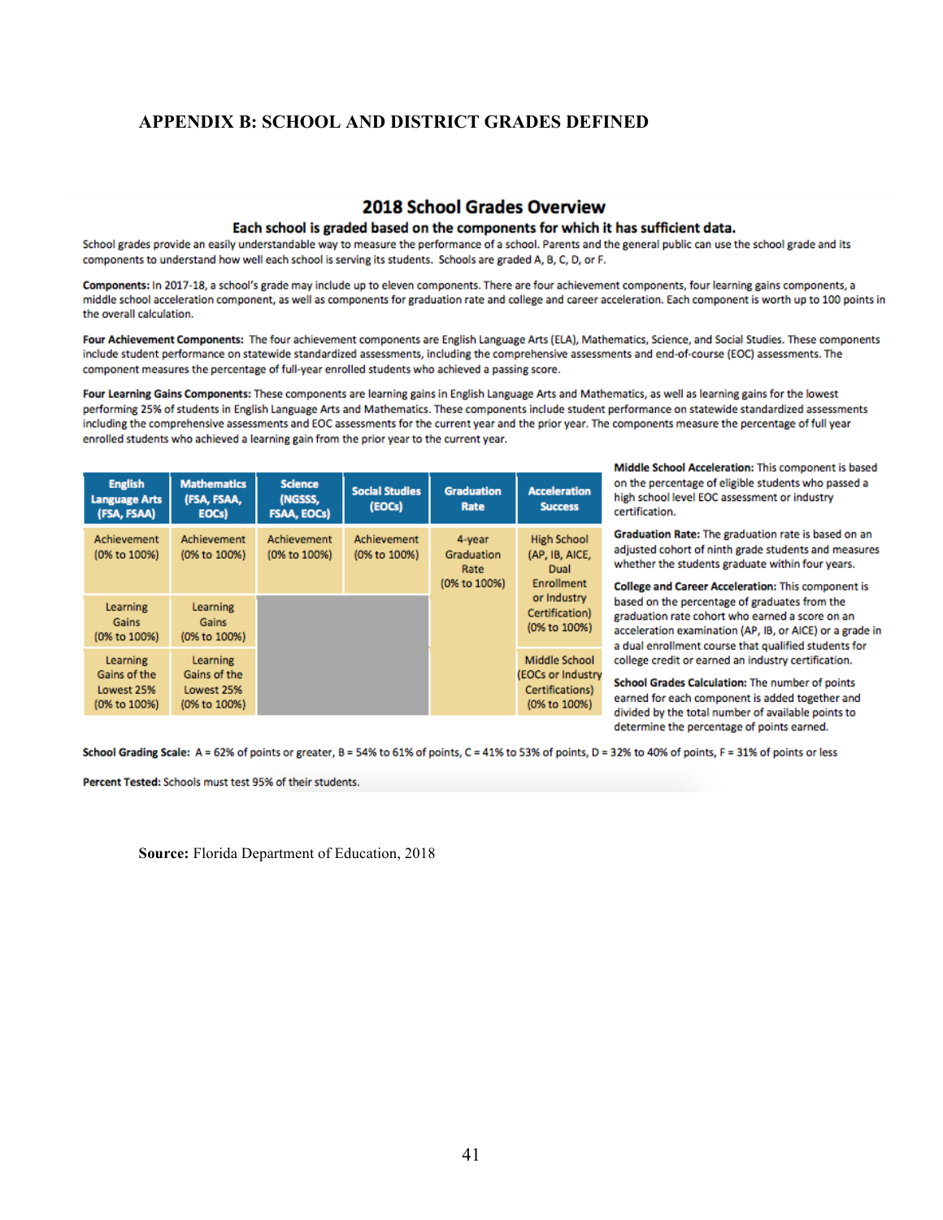# APPENDIX B: SCHOOL AND DISTRICT GRADES DEFINED

## 2018 School Grades Overview

### Each school is graded based on the components for which it has sufficient data.

School grades provide an easily understandable way to measure the performance of a school. Parents and the general public can use the school grade and its components to understand how well each school is serving its students. Schools are graded A, B, C, D, or F.

**Components:** In 2017-18, a school's grade may include up to eleven components. There are four achievement components, four learning gains components, a middle school acceleration component, as well as components for graduation rate and college and career acceleration. Each component is worth up to 100 points in the overall calculation.

**Four Achievement Components:** The four achievement components are English Language Arts (ELA), Mathematics, Science, and Social Studies. These components include student performance on statewide standardized assessments, including the comprehensive assessments and end-of-course (EOC) assessments. The component measures the percentage of full-year enrolled students who achieved a passing score.

**Four Learning Gains Components:** These components are learning gains in English Language Arts and Mathematics, as well as learning gains for the lowest performing 25% of students in English Language Arts and Mathematics. These components include student performance on statewide standardized assessments including the comprehensive assessments and EOC assessments for the current year and the prior year. The components measure the percentage of full year enrolled students who achieved a learning gain from the prior year to the current year.

| English Language Arts (FSA, FSAA) | Mathematics (FSA, FSAA, EOCs) | Science (NGSSS, FSAA, EOCs) | Social Studies (EOCs) | Graduation Rate | Acceleration Success |
|---|---|---|---|---|---|
| Achievement (0% to 100%) | Achievement (0% to 100%) | Achievement (0% to 100%) | Achievement (0% to 100%) | 4-year Graduation Rate (0% to 100%) | High School (AP, IB, AICE, Dual Enrollment or Industry Certification) (0% to 100%) |
| Learning Gains (0% to 100%) | Learning Gains (0% to 100%) | | | | |
| Learning Gains of the Lowest 25% (0% to 100%) | Learning Gains of the Lowest 25% (0% to 100%) | | | | Middle School (EOCs or Industry Certifications) (0% to 100%) |

**Middle School Acceleration:** This component is based on the percentage of eligible students who passed a high school level EOC assessment or industry certification.

**Graduation Rate:** The graduation rate is based on an adjusted cohort of ninth grade students and measures whether the students graduate within four years.

**College and Career Acceleration:** This component is based on the percentage of graduates from the graduation rate cohort who earned a score on an acceleration examination (AP, IB, or AICE) or a grade in a dual enrollment course that qualified students for college credit or earned an industry certification.

**School Grades Calculation:** The number of points earned for each component is added together and divided by the total number of available points to determine the percentage of points earned.

**School Grading Scale:** A = 62% of points or greater, B = 54% to 61% of points, C = 41% to 53% of points, D = 32% to 40% of points, F = 31% of points or less

**Percent Tested:** Schools must test 95% of their students.

**Source:** Florida Department of Education, 2018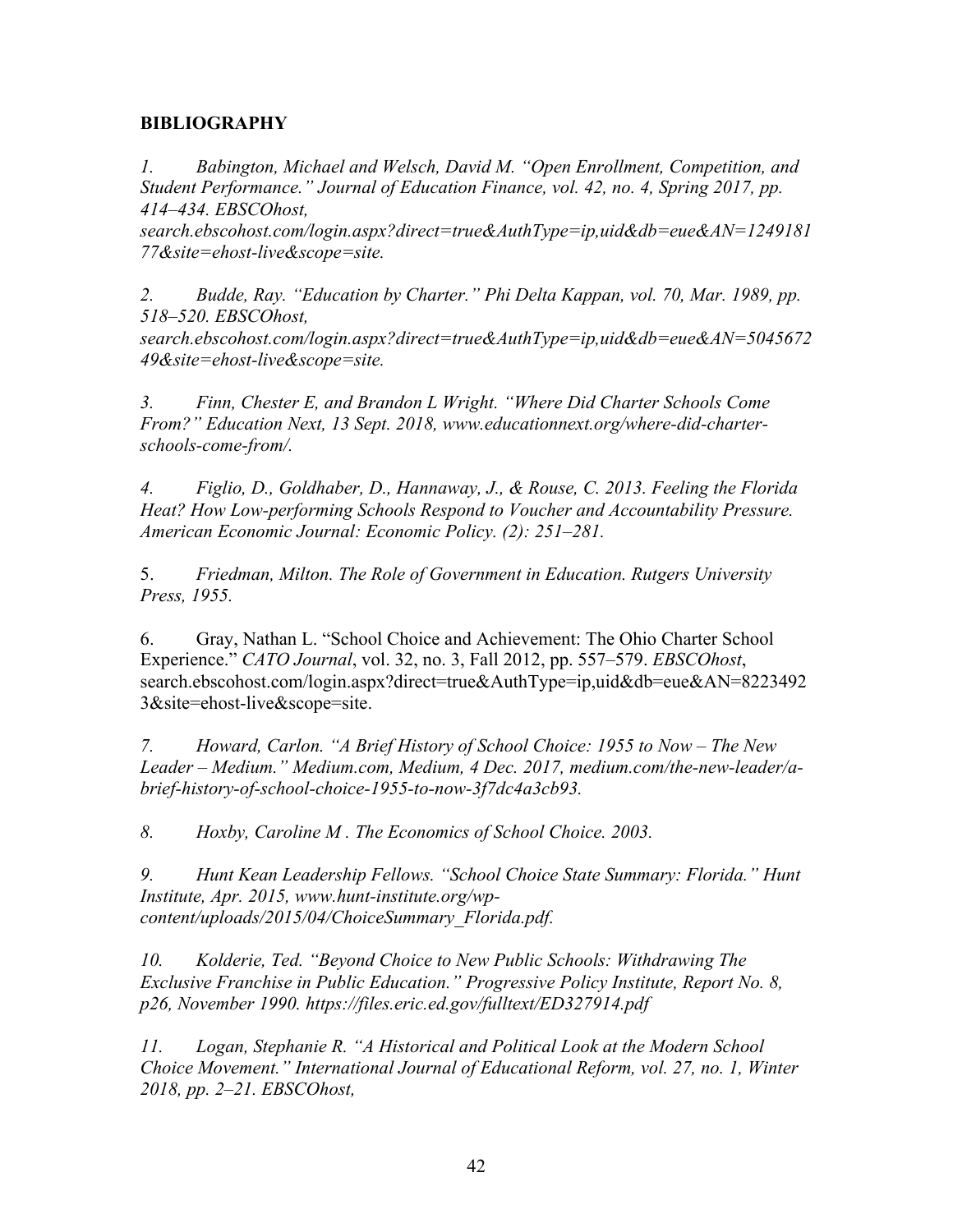**BIBLIOGRAPHY**

*1. Babington, Michael and Welsch, David M. "Open Enrollment, Competition, and Student Performance." Journal of Education Finance, vol. 42, no. 4, Spring 2017, pp. 414–434. EBSCOhost, search.ebscohost.com/login.aspx?direct=true&AuthType=ip,uid&db=eue&AN=124918177&site=ehost-live&scope=site.*

*2. Budde, Ray. "Education by Charter." Phi Delta Kappan, vol. 70, Mar. 1989, pp. 518–520. EBSCOhost, search.ebscohost.com/login.aspx?direct=true&AuthType=ip,uid&db=eue&AN=504567249&site=ehost-live&scope=site.*

*3. Finn, Chester E, and Brandon L Wright. "Where Did Charter Schools Come From?" Education Next, 13 Sept. 2018, www.educationnext.org/where-did-charter-schools-come-from/.*

*4. Figlio, D., Goldhaber, D., Hannaway, J., & Rouse, C. 2013. Feeling the Florida Heat? How Low-performing Schools Respond to Voucher and Accountability Pressure. American Economic Journal: Economic Policy. (2): 251–281.*

5. *Friedman, Milton. The Role of Government in Education. Rutgers University Press, 1955.*

6. Gray, Nathan L. "School Choice and Achievement: The Ohio Charter School Experience." *CATO Journal*, vol. 32, no. 3, Fall 2012, pp. 557–579. *EBSCOhost*, search.ebscohost.com/login.aspx?direct=true&AuthType=ip,uid&db=eue&AN=82234923&site=ehost-live&scope=site.

*7. Howard, Carlon. "A Brief History of School Choice: 1955 to Now – The New Leader – Medium." Medium.com, Medium, 4 Dec. 2017, medium.com/the-new-leader/a-brief-history-of-school-choice-1955-to-now-3f7dc4a3cb93.*

*8. Hoxby, Caroline M . The Economics of School Choice. 2003.*

*9. Hunt Kean Leadership Fellows. "School Choice State Summary: Florida." Hunt Institute, Apr. 2015, www.hunt-institute.org/wp-content/uploads/2015/04/ChoiceSummary_Florida.pdf.*

*10. Kolderie, Ted. "Beyond Choice to New Public Schools: Withdrawing The Exclusive Franchise in Public Education." Progressive Policy Institute, Report No. 8, p26, November 1990. https://files.eric.ed.gov/fulltext/ED327914.pdf*

*11. Logan, Stephanie R. "A Historical and Political Look at the Modern School Choice Movement." International Journal of Educational Reform, vol. 27, no. 1, Winter 2018, pp. 2–21. EBSCOhost,*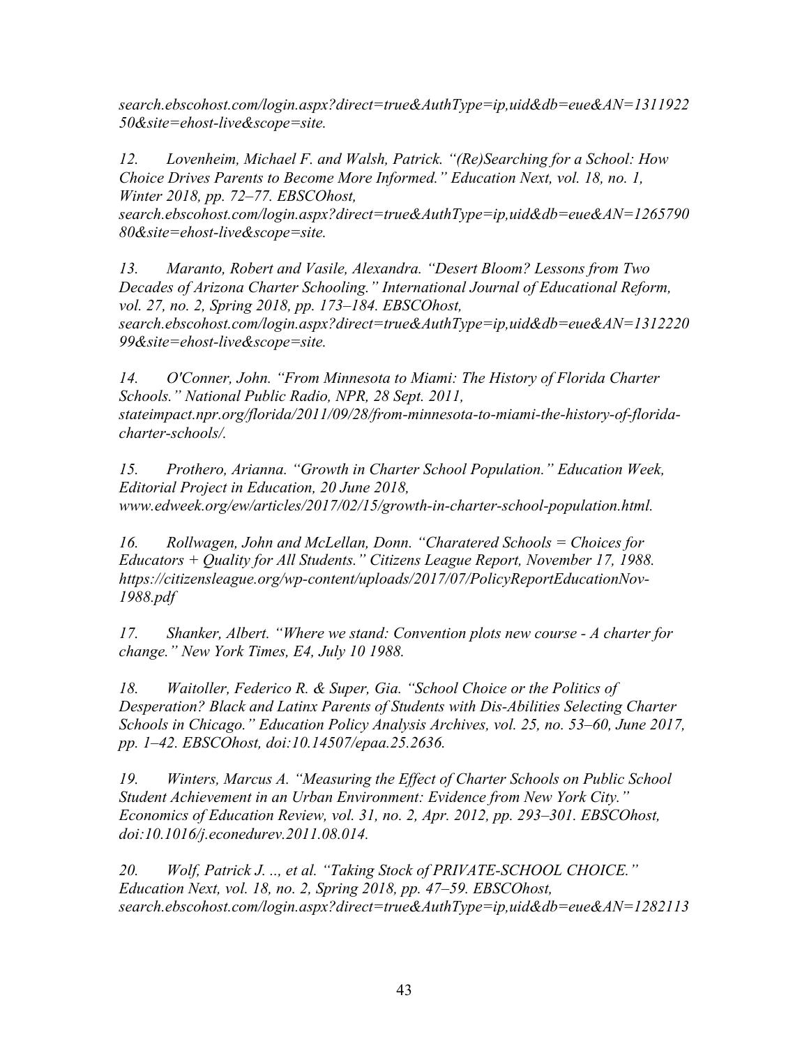*search.ebscohost.com/login.aspx?direct=true&AuthType=ip,uid&db=eue&AN=131192250&site=ehost-live&scope=site.*

*12. Lovenheim, Michael F. and Walsh, Patrick. "(Re)Searching for a School: How Choice Drives Parents to Become More Informed." Education Next, vol. 18, no. 1, Winter 2018, pp. 72–77. EBSCOhost, search.ebscohost.com/login.aspx?direct=true&AuthType=ip,uid&db=eue&AN=126579080&site=ehost-live&scope=site.*

*13. Maranto, Robert and Vasile, Alexandra. "Desert Bloom? Lessons from Two Decades of Arizona Charter Schooling." International Journal of Educational Reform, vol. 27, no. 2, Spring 2018, pp. 173–184. EBSCOhost, search.ebscohost.com/login.aspx?direct=true&AuthType=ip,uid&db=eue&AN=131222099&site=ehost-live&scope=site.*

*14. O'Conner, John. "From Minnesota to Miami: The History of Florida Charter Schools." National Public Radio, NPR, 28 Sept. 2011, stateimpact.npr.org/florida/2011/09/28/from-minnesota-to-miami-the-history-of-florida-charter-schools/.*

*15. Prothero, Arianna. "Growth in Charter School Population." Education Week, Editorial Project in Education, 20 June 2018, www.edweek.org/ew/articles/2017/02/15/growth-in-charter-school-population.html.*

*16. Rollwagen, John and McLellan, Donn. "Charatered Schools = Choices for Educators + Quality for All Students." Citizens League Report, November 17, 1988. https://citizensleague.org/wp-content/uploads/2017/07/PolicyReportEducationNov-1988.pdf*

*17. Shanker, Albert. "Where we stand: Convention plots new course - A charter for change." New York Times, E4, July 10 1988.*

*18. Waitoller, Federico R. & Super, Gia. "School Choice or the Politics of Desperation? Black and Latinx Parents of Students with Dis-Abilities Selecting Charter Schools in Chicago." Education Policy Analysis Archives, vol. 25, no. 53–60, June 2017, pp. 1–42. EBSCOhost, doi:10.14507/epaa.25.2636.*

*19. Winters, Marcus A. "Measuring the Effect of Charter Schools on Public School Student Achievement in an Urban Environment: Evidence from New York City." Economics of Education Review, vol. 31, no. 2, Apr. 2012, pp. 293–301. EBSCOhost, doi:10.1016/j.econedurev.2011.08.014.*

*20. Wolf, Patrick J. .., et al. "Taking Stock of PRIVATE-SCHOOL CHOICE." Education Next, vol. 18, no. 2, Spring 2018, pp. 47–59. EBSCOhost, search.ebscohost.com/login.aspx?direct=true&AuthType=ip,uid&db=eue&AN=1282113*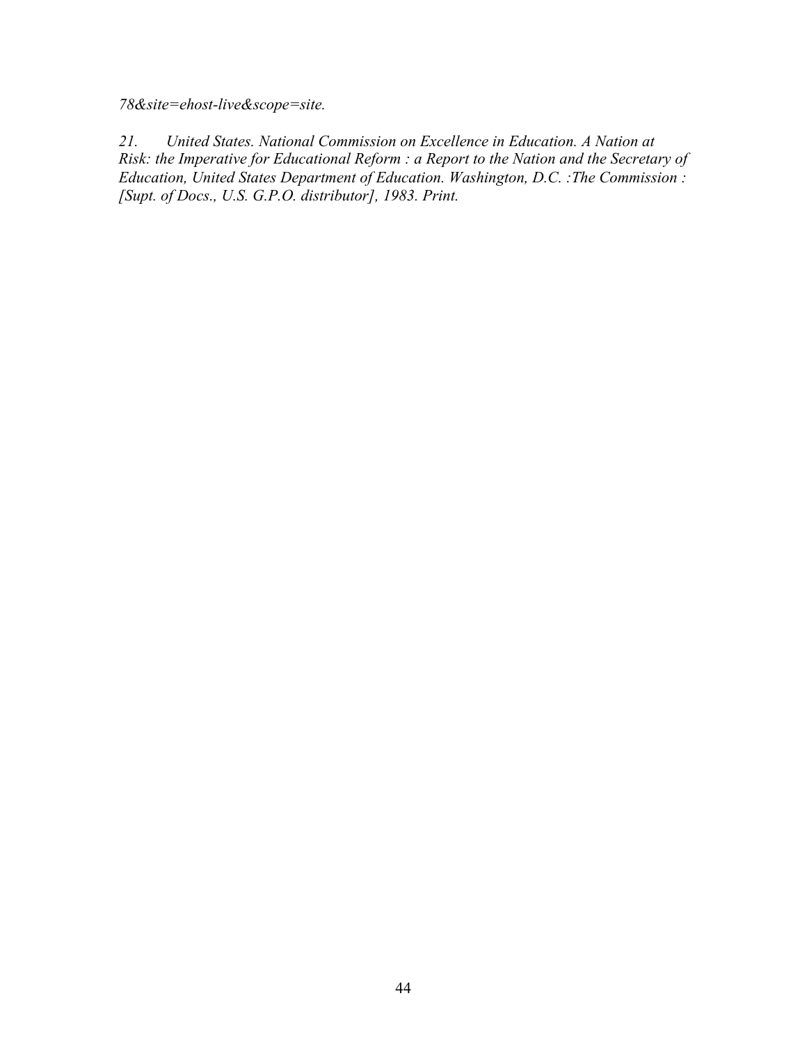*78&site=ehost-live&scope=site.*

*21. United States. National Commission on Excellence in Education. A Nation at Risk: the Imperative for Educational Reform : a Report to the Nation and the Secretary of Education, United States Department of Education. Washington, D.C. :The Commission : [Supt. of Docs., U.S. G.P.O. distributor], 1983. Print.*